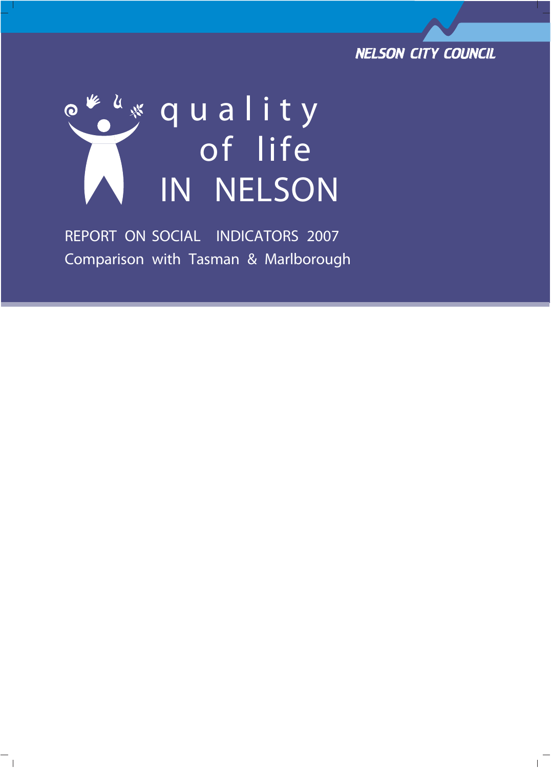NELSON CITY COUNCIL

# quality of life IN NELSON

## REPORT ON SOCIAL INDICATORS 2007

Comparison with Tasman & Marlborough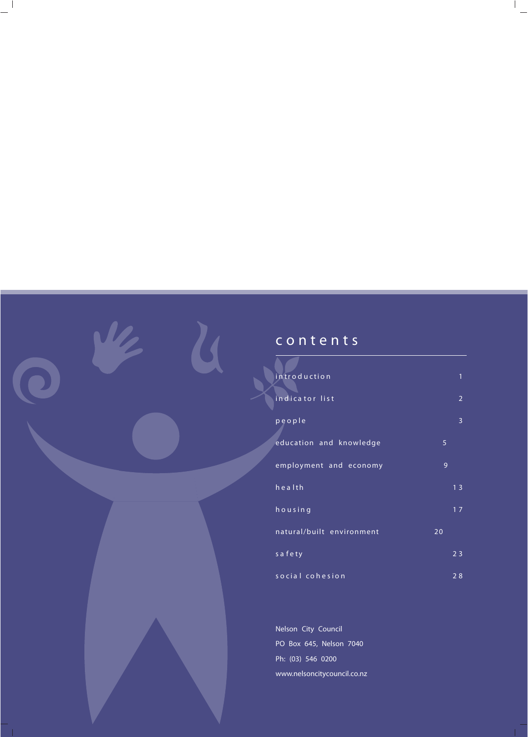# contents

| | |
|---|---|
| introduction | 1 |
| indicator list | 2 |
| people | 3 |
| education and knowledge | 5 |
| employment and economy | 9 |
| health | 13 |
| housing | 17 |
| natural/built environment | 20 |
| safety | 23 |
| social cohesion | 28 |

Nelson City Council
PO Box 645, Nelson 7040
Ph: (03) 546 0200
www.nelsoncitycouncil.co.nz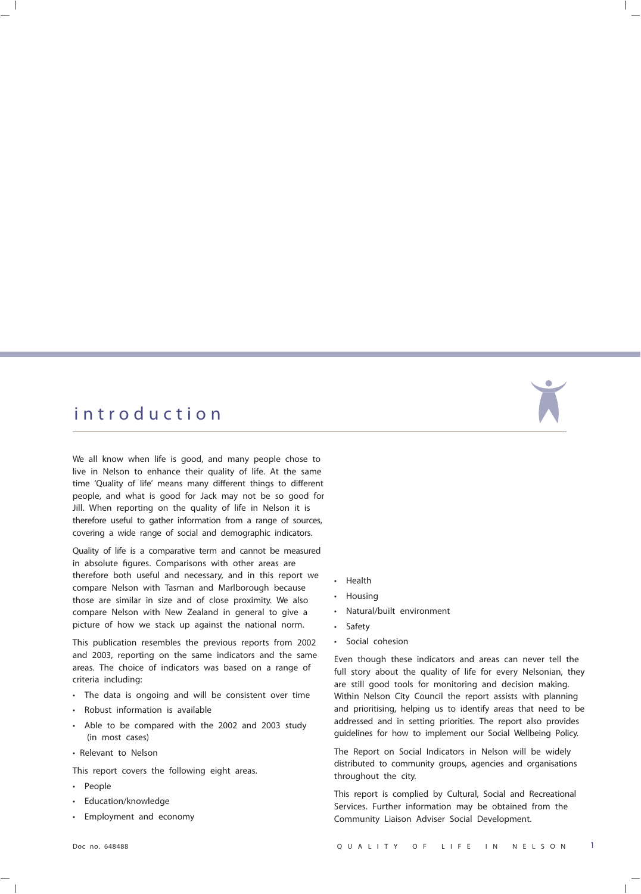# introduction

We all know when life is good, and many people chose to live in Nelson to enhance their quality of life. At the same time 'Quality of life' means many different things to different people, and what is good for Jack may not be so good for Jill. When reporting on the quality of life in Nelson it is therefore useful to gather information from a range of sources, covering a wide range of social and demographic indicators.

Quality of life is a comparative term and cannot be measured in absolute figures. Comparisons with other areas are therefore both useful and necessary, and in this report we compare Nelson with Tasman and Marlborough because those are similar in size and of close proximity. We also compare Nelson with New Zealand in general to give a picture of how we stack up against the national norm.

This publication resembles the previous reports from 2002 and 2003, reporting on the same indicators and the same areas. The choice of indicators was based on a range of criteria including:

- The data is ongoing and will be consistent over time
- Robust information is available
- Able to be compared with the 2002 and 2003 study (in most cases)
- Relevant to Nelson

This report covers the following eight areas.

- People
- Education/knowledge
- Employment and economy
- Health
- Housing
- Natural/built environment
- Safety
- Social cohesion

Even though these indicators and areas can never tell the full story about the quality of life for every Nelsonian, they are still good tools for monitoring and decision making. Within Nelson City Council the report assists with planning and prioritising, helping us to identify areas that need to be addressed and in setting priorities. The report also provides guidelines for how to implement our Social Wellbeing Policy.

The Report on Social Indicators in Nelson will be widely distributed to community groups, agencies and organisations throughout the city.

This report is complied by Cultural, Social and Recreational Services. Further information may be obtained from the Community Liaison Adviser Social Development.

Doc no. 648488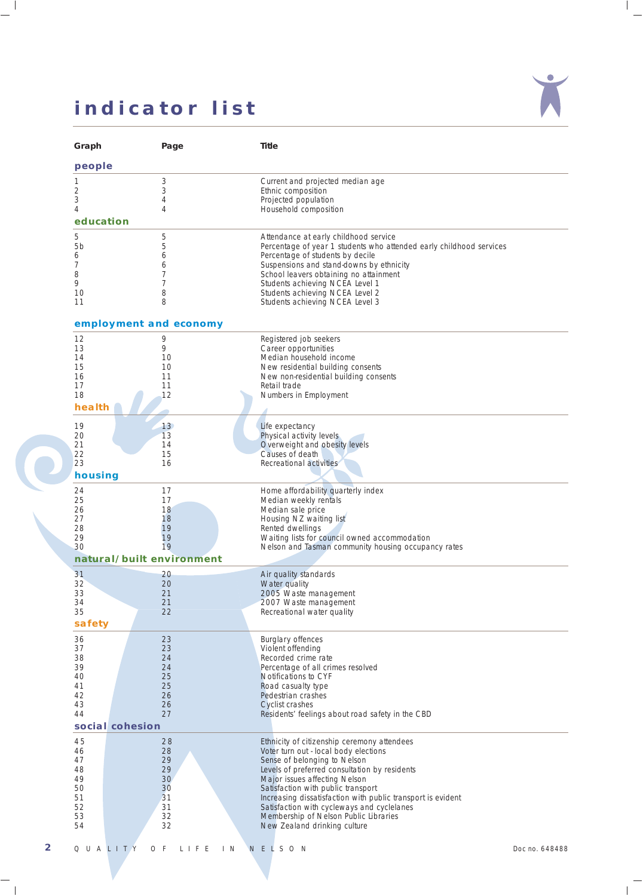# indicator list

| Graph | Page | Title |
|---|---|---|
| **people** | | |
| 1 | 3 | Current and projected median age |
| 2 | 3 | Ethnic composition |
| 3 | 4 | Projected population |
| 4 | 4 | Household composition |
| **education** | | |
| 5 | 5 | Attendance at early childhood service |
| 5b | 5 | Percentage of year 1 students who attended early childhood services |
| 6 | 6 | Percentage of students by decile |
| 7 | 6 | Suspensions and stand-downs by ethnicity |
| 8 | 7 | School leavers obtaining no attainment |
| 9 | 7 | Students achieving NCEA Level 1 |
| 10 | 8 | Students achieving NCEA Level 2 |
| 11 | 8 | Students achieving NCEA Level 3 |
| **employment and economy** | | |
| 12 | 9 | Registered job seekers |
| 13 | 9 | Career opportunities |
| 14 | 10 | Median household income |
| 15 | 10 | New residential building consents |
| 16 | 11 | New non-residential building consents |
| 17 | 11 | Retail trade |
| 18 | 12 | Numbers in Employment |
| **health** | | |
| 19 | 13 | Life expectancy |
| 20 | 13 | Physical activity levels |
| 21 | 14 | Overweight and obesity levels |
| 22 | 15 | Causes of death |
| 23 | 16 | Recreational activities |
| **housing** | | |
| 24 | 17 | Home affordability quarterly index |
| 25 | 17 | Median weekly rentals |
| 26 | 18 | Median sale price |
| 27 | 18 | Housing NZ waiting list |
| 28 | 19 | Rented dwellings |
| 29 | 19 | Waiting lists for council owned accommodation |
| 30 | 19 | Nelson and Tasman community housing occupancy rates |
| **natural/built environment** | | |
| 31 | 20 | Air quality standards |
| 32 | 20 | Water quality |
| 33 | 21 | 2005 Waste management |
| 34 | 21 | 2007 Waste management |
| 35 | 22 | Recreational water quality |
| **safety** | | |
| 36 | 23 | Burglary offences |
| 37 | 23 | Violent offending |
| 38 | 24 | Recorded crime rate |
| 39 | 24 | Percentage of all crimes resolved |
| 40 | 25 | Notifications to CYF |
| 41 | 25 | Road casualty type |
| 42 | 26 | Pedestrian crashes |
| 43 | 26 | Cyclist crashes |
| 44 | 27 | Residents' feelings about road safety in the CBD |
| **social cohesion** | | |
| 45 | 28 | Ethnicity of citizenship ceremony attendees |
| 46 | 28 | Voter turn out - local body elections |
| 47 | 29 | Sense of belonging to Nelson |
| 48 | 29 | Levels of preferred consultation by residents |
| 49 | 30 | Major issues affecting Nelson |
| 50 | 30 | Satisfaction with public transport |
| 51 | 31 | Increasing dissatisfaction with public transport is evident |
| 52 | 31 | Satisfaction with cycleways and cyclelanes |
| 53 | 32 | Membership of Nelson Public Libraries |
| 54 | 32 | New Zealand drinking culture |

Doc no. 648488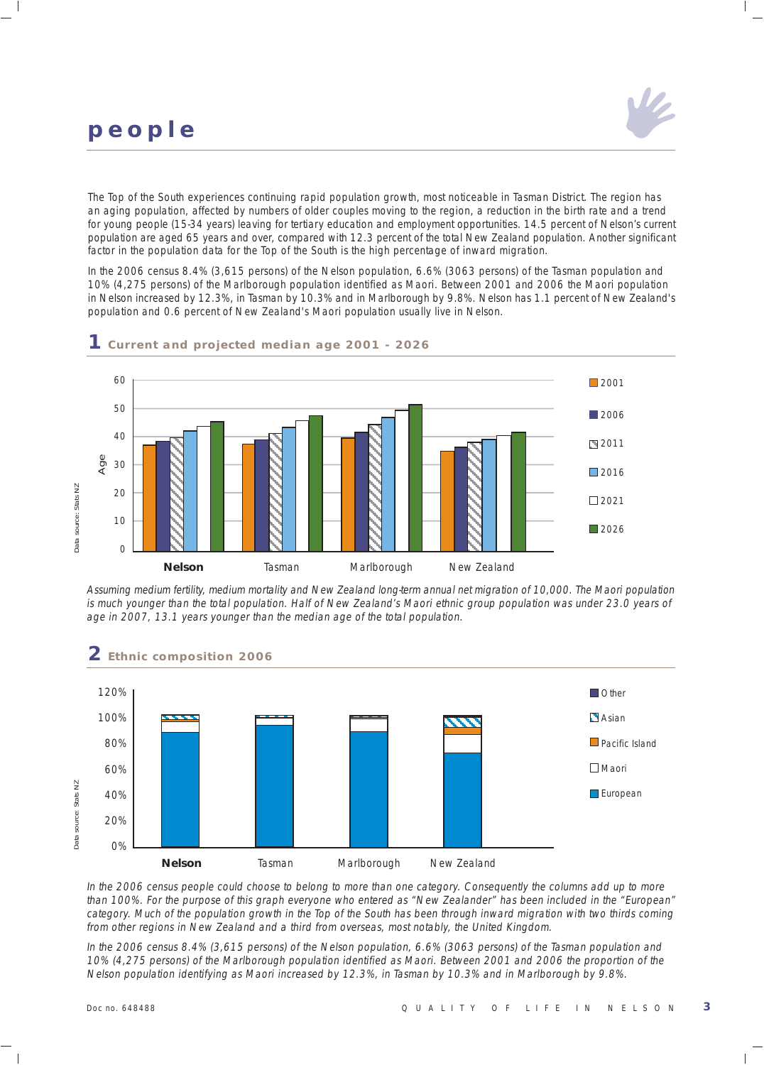# people

The Top of the South experiences continuing rapid population growth, most noticeable in Tasman District. The region has an aging population, affected by numbers of older couples moving to the region, a reduction in the birth rate and a trend for young people (15-34 years) leaving for tertiary education and employment opportunities. 14.5 percent of Nelson's current population are aged 65 years and over, compared with 12.3 percent of the total New Zealand population. Another significant factor in the population data for the Top of the South is the high percentage of inward migration.

In the 2006 census 8.4% (3,615 persons) of the Nelson population, 6.6% (3063 persons) of the Tasman population and 10% (4,275 persons) of the Marlborough population identified as Maori. Between 2001 and 2006 the Maori population in Nelson increased by 12.3%, in Tasman by 10.3% and in Marlborough by 9.8%. Nelson has 1.1 percent of New Zealand's population and 0.6 percent of New Zealand's Maori population usually live in Nelson.

## 1 Current and projected median age 2001 - 2026

Data source: Stats NZ

*Assuming medium fertility, medium mortality and New Zealand long-term annual net migration of 10,000. The Maori population is much younger than the total population. Half of New Zealand's Maori ethnic group population was under 23.0 years of age in 2007, 13.1 years younger than the median age of the total population.*

## 2 Ethnic composition 2006

Data source: Stats NZ

*In the 2006 census people could choose to belong to more than one category. Consequently the columns add up to more than 100%. For the purpose of this graph everyone who entered as "New Zealander" has been included in the "European" category. Much of the population growth in the Top of the South has been through inward migration with two thirds coming from other regions in New Zealand and a third from overseas, most notably, the United Kingdom.*

*In the 2006 census 8.4% (3,615 persons) of the Nelson population, 6.6% (3063 persons) of the Tasman population and 10% (4,275 persons) of the Marlborough population identified as Maori. Between 2001 and 2006 the proportion of the Nelson population identifying as Maori increased by 12.3%, in Tasman by 10.3% and in Marlborough by 9.8%.*

Doc no. 648488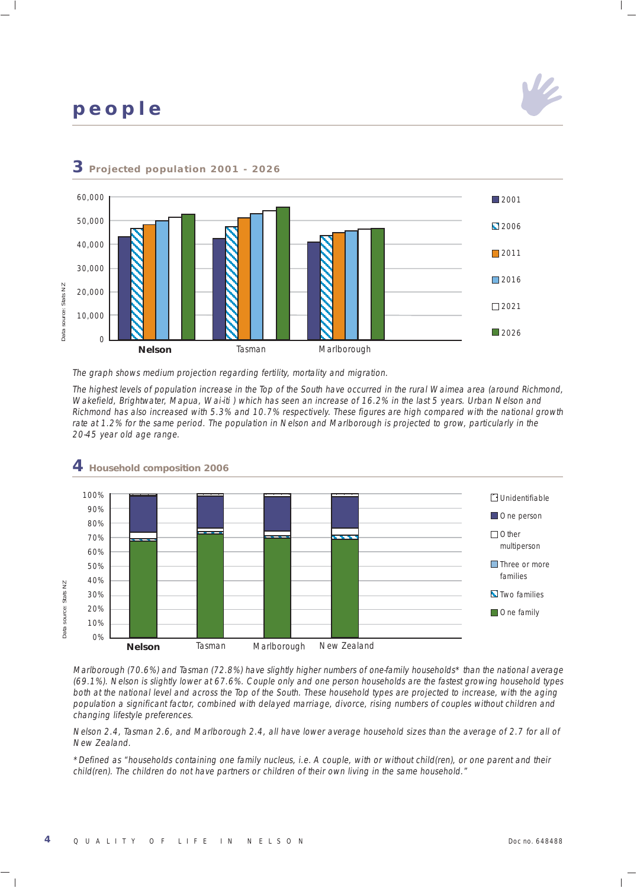# people

## 3 Projected population 2001 - 2026

The graph shows medium projection regarding fertility, mortality and migration.

The highest levels of population increase in the Top of the South have occurred in the rural Waimea area (around Richmond, Wakefield, Brightwater, Mapua, Wai-iti ) which has seen an increase of 16.2% in the last 5 years. Urban Nelson and Richmond has also increased with 5.3% and 10.7% respectively. These figures are high compared with the national growth rate at 1.2% for the same period. The population in Nelson and Marlborough is projected to grow, particularly in the 20-45 year old age range.

## 4 Household composition 2006

Marlborough (70.6%) and Tasman (72.8%) have slightly higher numbers of one-family households* than the national average (69.1%). Nelson is slightly lower at 67.6%. Couple only and one person households are the fastest growing household types both at the national level and across the Top of the South. These household types are projected to increase, with the aging population a significant factor, combined with delayed marriage, divorce, rising numbers of couples without children and changing lifestyle preferences.

Nelson 2.4, Tasman 2.6, and Marlborough 2.4, all have lower average household sizes than the average of 2.7 for all of New Zealand.

*Defined as "households containing one family nucleus, i.e. A couple, with or without child(ren), or one parent and their child(ren). The children do not have partners or children of their own living in the same household."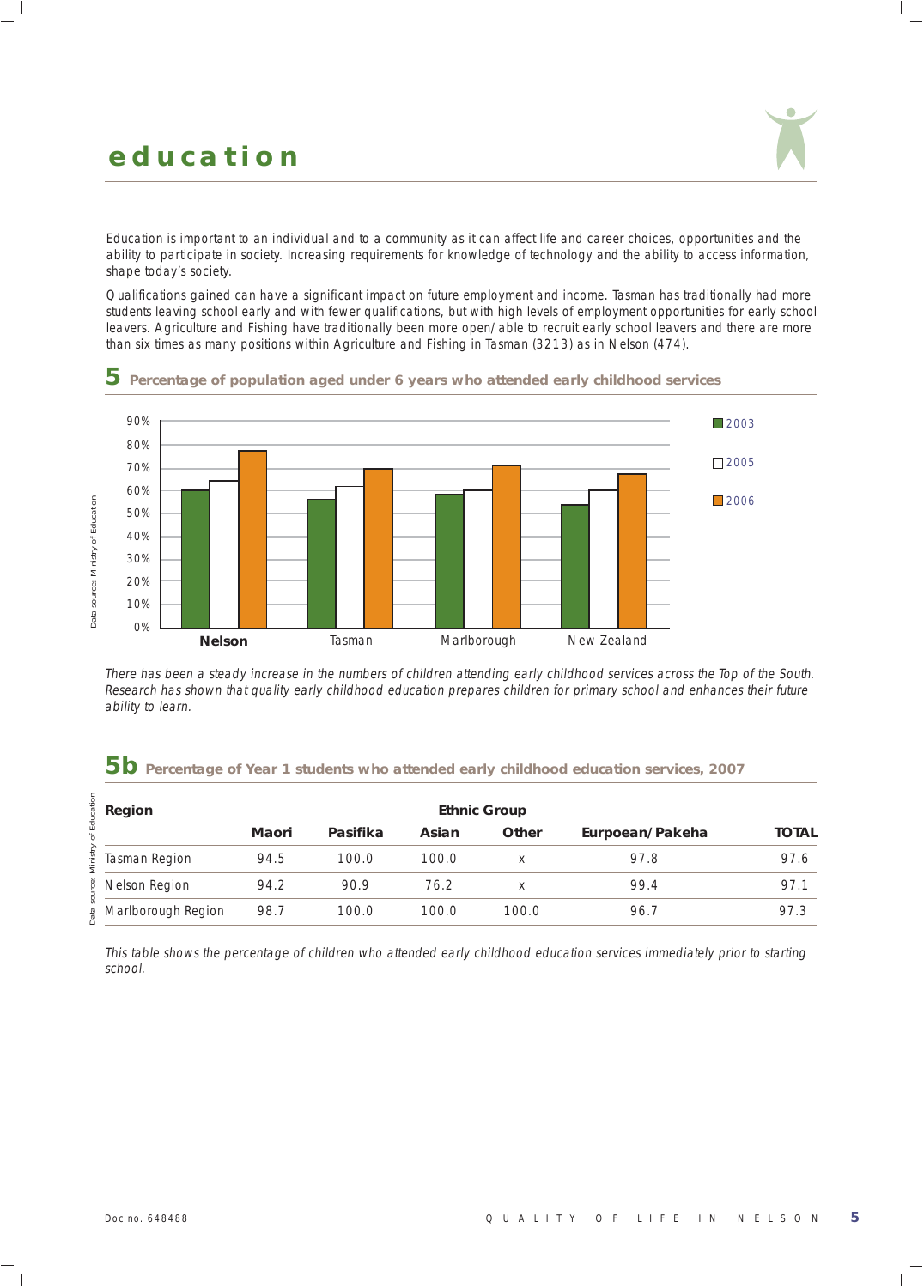# education

Education is important to an individual and to a community as it can affect life and career choices, opportunities and the ability to participate in society. Increasing requirements for knowledge of technology and the ability to access information, shape today's society.

Qualifications gained can have a significant impact on future employment and income. Tasman has traditionally had more students leaving school early and with fewer qualifications, but with high levels of employment opportunities for early school leavers. Agriculture and Fishing have traditionally been more open/able to recruit early school leavers and there are more than six times as many positions within Agriculture and Fishing in Tasman (3213) as in Nelson (474).

## 5 Percentage of population aged under 6 years who attended early childhood services

Data source: Ministry of Education

| | 2003 | 2005 | 2006 |
|---|---|---|---|
| **Nelson** | ~60% | ~64% | ~77% |
| Tasman | ~56% | ~62% | ~70% |
| Marlborough | ~58% | ~60% | ~71% |
| New Zealand | ~54% | ~60% | ~67% |

*There has been a steady increase in the numbers of children attending early childhood services across the Top of the South. Research has shown that quality early childhood education prepares children for primary school and enhances their future ability to learn.*

## 5b Percentage of Year 1 students who attended early childhood education services, 2007

| Region | Ethnic Group | | | | | |
|---|---|---|---|---|---|---|
| | **Maori** | **Pasifika** | **Asian** | **Other** | **Eurpoean/Pakeha** | **TOTAL** |
| Tasman Region | 94.5 | 100.0 | 100.0 | x | 97.8 | 97.6 |
| Nelson Region | 94.2 | 90.9 | 76.2 | x | 99.4 | 97.1 |
| Marlborough Region | 98.7 | 100.0 | 100.0 | 100.0 | 96.7 | 97.3 |

Data source: Ministry of Education

*This table shows the percentage of children who attended early childhood education services immediately prior to starting school.*

Doc no. 648488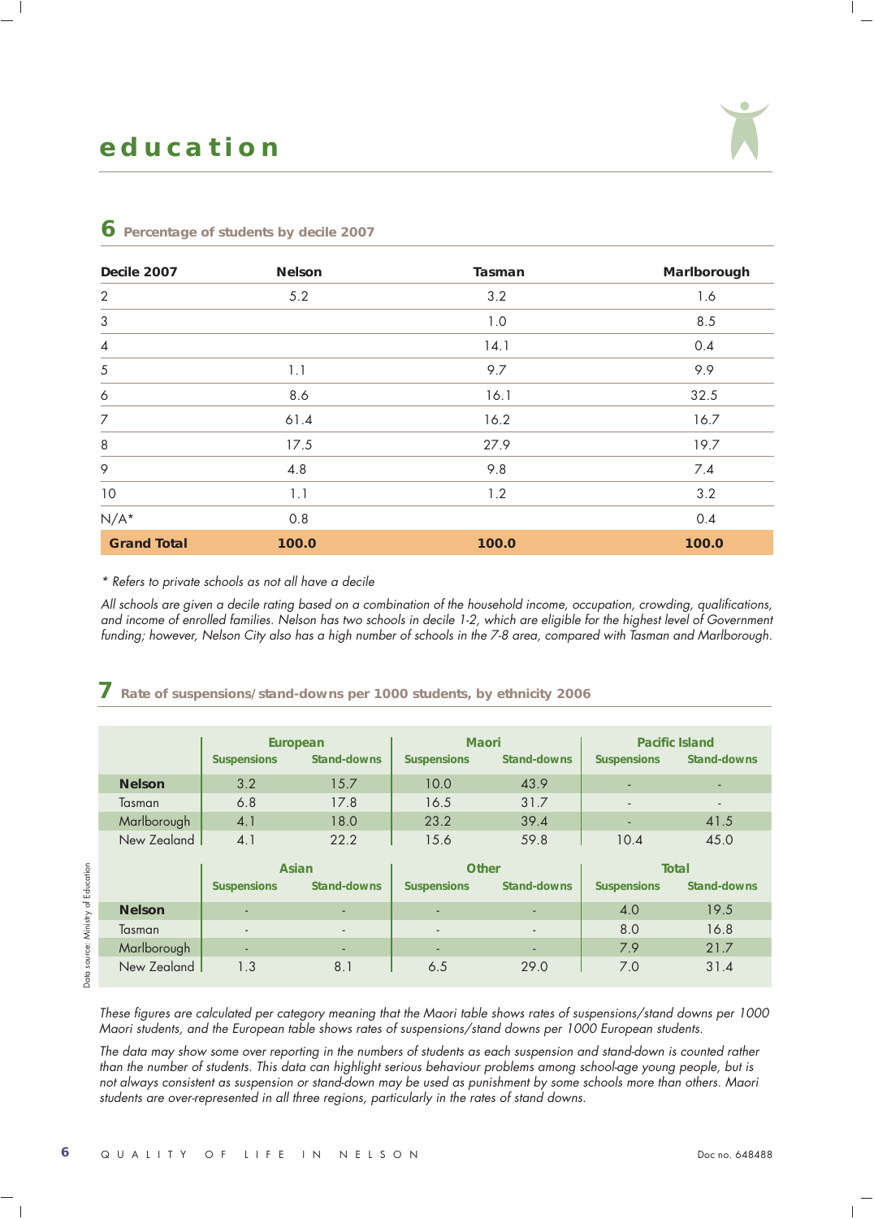# education

## 6 Percentage of students by decile 2007

| Decile 2007 | Nelson | Tasman | Marlborough |
|---|---|---|---|
| 2 | 5.2 | 3.2 | 1.6 |
| 3 | | 1.0 | 8.5 |
| 4 | | 14.1 | 0.4 |
| 5 | 1.1 | 9.7 | 9.9 |
| 6 | 8.6 | 16.1 | 32.5 |
| 7 | 61.4 | 16.2 | 16.7 |
| 8 | 17.5 | 27.9 | 19.7 |
| 9 | 4.8 | 9.8 | 7.4 |
| 10 | 1.1 | 1.2 | 3.2 |
| N/A* | 0.8 | | 0.4 |
| **Grand Total** | **100.0** | **100.0** | **100.0** |

*\* Refers to private schools as not all have a decile*

*All schools are given a decile rating based on a combination of the household income, occupation, crowding, qualifications, and income of enrolled families. Nelson has two schools in decile 1-2, which are eligible for the highest level of Government funding; however, Nelson City also has a high number of schools in the 7-8 area, compared with Tasman and Marlborough.*

## 7 Rate of suspensions/stand-downs per 1000 students, by ethnicity 2006

| | European | | Maori | | Pacific Island | |
|---|---|---|---|---|---|---|
| | Suspensions | Stand-downs | Suspensions | Stand-downs | Suspensions | Stand-downs |
| **Nelson** | 3.2 | 15.7 | 10.0 | 43.9 | - | - |
| Tasman | 6.8 | 17.8 | 16.5 | 31.7 | - | - |
| Marlborough | 4.1 | 18.0 | 23.2 | 39.4 | - | 41.5 |
| New Zealand | 4.1 | 22.2 | 15.6 | 59.8 | 10.4 | 45.0 |

| | Asian | | Other | | Total | |
|---|---|---|---|---|---|---|
| | Suspensions | Stand-downs | Suspensions | Stand-downs | Suspensions | Stand-downs |
| **Nelson** | - | - | - | - | 4.0 | 19.5 |
| Tasman | - | - | - | - | 8.0 | 16.8 |
| Marlborough | - | - | - | - | 7.9 | 21.7 |
| New Zealand | 1.3 | 8.1 | 6.5 | 29.0 | 7.0 | 31.4 |

Data source: Ministry of Education

*These figures are calculated per category meaning that the Maori table shows rates of suspensions/stand downs per 1000 Maori students, and the European table shows rates of suspensions/stand downs per 1000 European students.*

*The data may show some over reporting in the numbers of students as each suspension and stand-down is counted rather than the number of students. This data can highlight serious behaviour problems among school-age young people, but is not always consistent as suspension or stand-down may be used as punishment by some schools more than others. Maori students are over-represented in all three regions, particularly in the rates of stand downs.*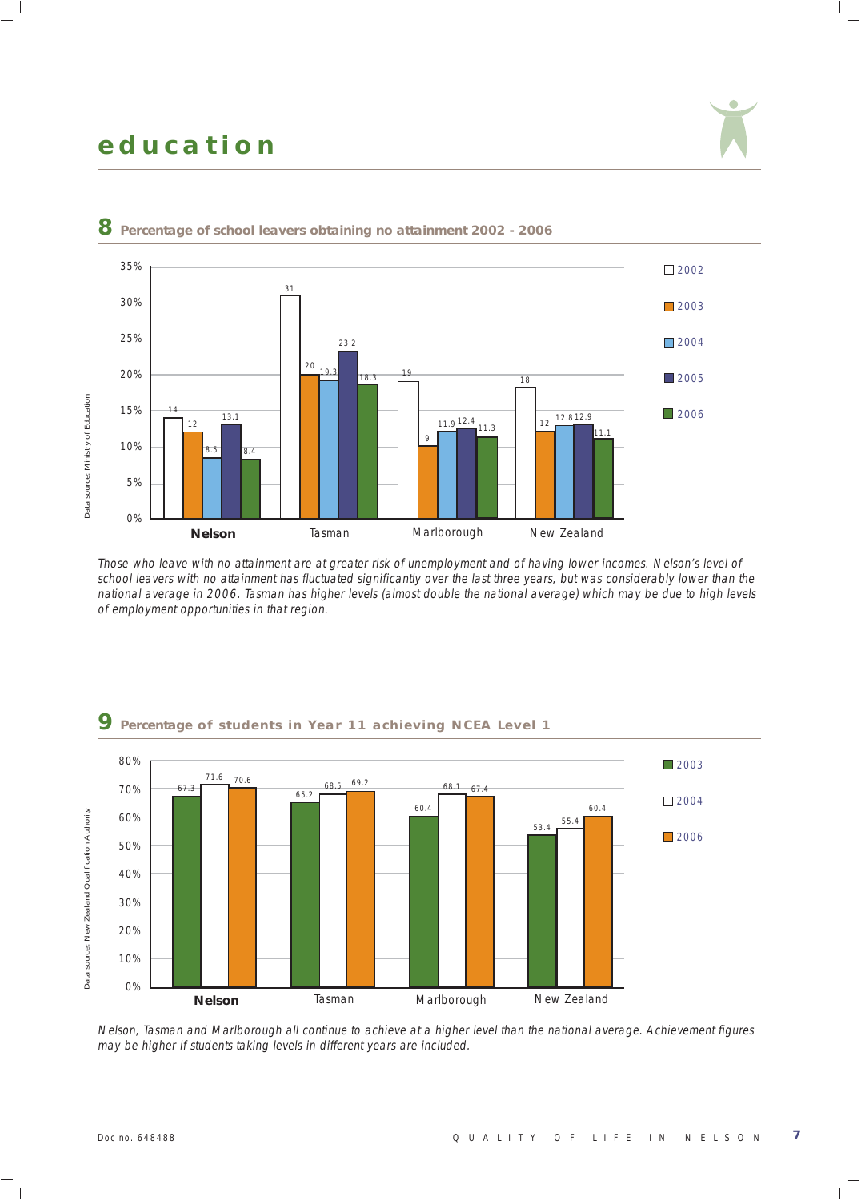# education

## 8 Percentage of school leavers obtaining no attainment 2002 - 2006

| | 2002 | 2003 | 2004 | 2005 | 2006 |
|---|---|---|---|---|---|
| Nelson | 14 | 12 | 8.5 | 13.1 | 8.4 |
| Tasman | 31 | 20 | 19.3 | 23.2 | 18.3 |
| Marlborough | 19 | 9 | 11.9 | 12.4 | 11.3 |
| New Zealand | 18 | 12 | 12.8 | 12.9 | 11.1 |

Data source: Ministry of Education

*Those who leave with no attainment are at greater risk of unemployment and of having lower incomes. Nelson's level of school leavers with no attainment has fluctuated significantly over the last three years, but was considerably lower than the national average in 2006. Tasman has higher levels (almost double the national average) which may be due to high levels of employment opportunities in that region.*

## 9 Percentage of students in Year 11 achieving NCEA Level 1

| | 2003 | 2004 | 2006 |
|---|---|---|---|
| Nelson | 67.3 | 71.6 | 70.6 |
| Tasman | 65.2 | 68.5 | 69.2 |
| Marlborough | 60.4 | 68.1 | 67.4 |
| New Zealand | 53.4 | 55.4 | 60.4 |

Data source: New Zealand Qualification Authority

*Nelson, Tasman and Marlborough all continue to achieve at a higher level than the national average. Achievement figures may be higher if students taking levels in different years are included.*

Doc no. 648488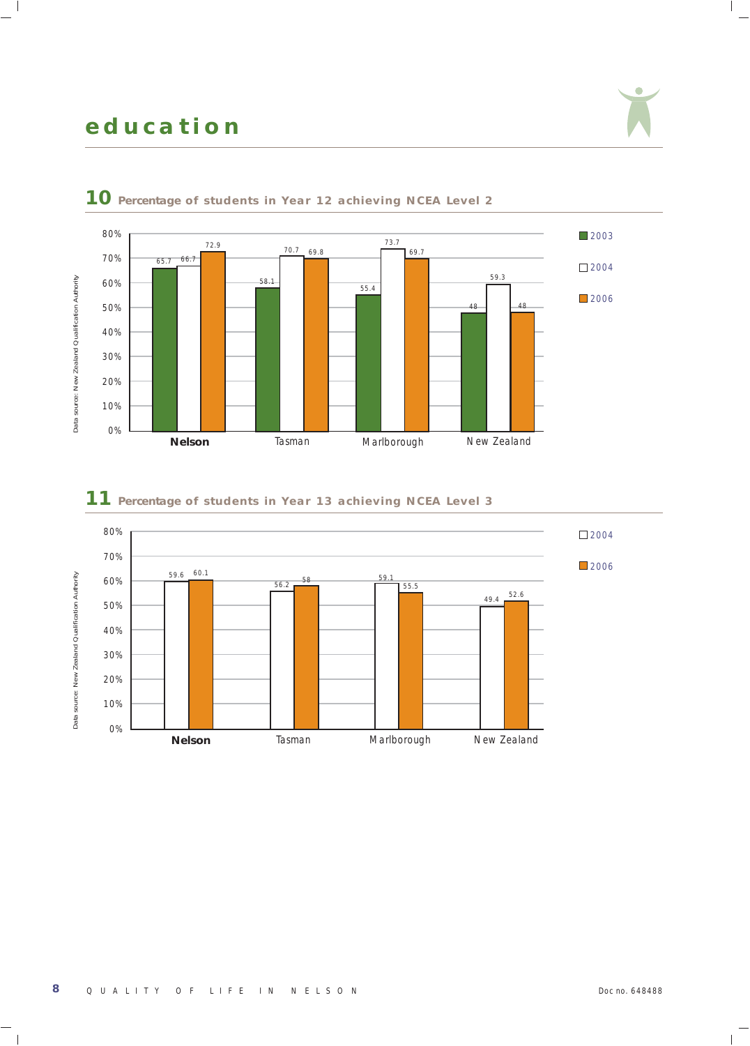# education

## 10 Percentage of students in Year 12 achieving NCEA Level 2

| | 2003 | 2004 | 2006 |
|---|---|---|---|
| **Nelson** | 65.7 | 66.7 | 72.9 |
| Tasman | 58.1 | 70.7 | 69.8 |
| Marlborough | 55.4 | 73.7 | 69.7 |
| New Zealand | 48 | 59.3 | 48 |

Data source: New Zealand Qualification Authority

## 11 Percentage of students in Year 13 achieving NCEA Level 3

| | 2004 | 2006 |
|---|---|---|
| **Nelson** | 59.6 | 60.1 |
| Tasman | 56.2 | 58 |
| Marlborough | 59.1 | 55.5 |
| New Zealand | 49.4 | 52.6 |

Data source: New Zealand Qualification Authority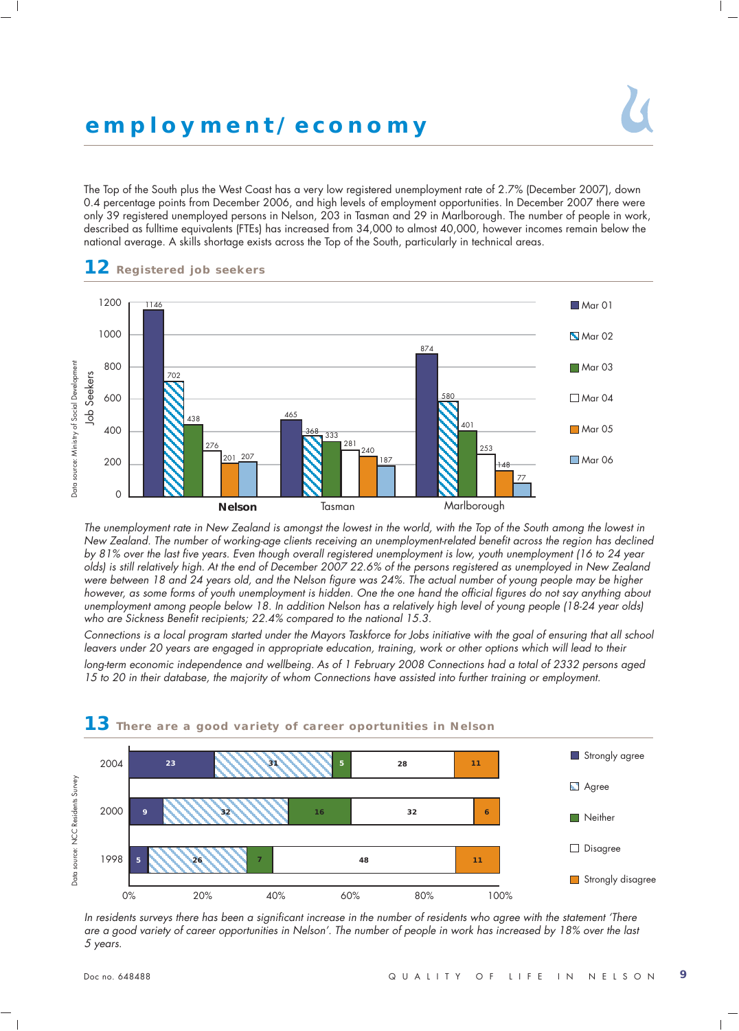# employment/ economy

The Top of the South plus the West Coast has a very low registered unemployment rate of 2.7% (December 2007), down 0.4 percentage points from December 2006, and high levels of employment opportunities. In December 2007 there were only 39 registered unemployed persons in Nelson, 203 in Tasman and 29 in Marlborough. The number of people in work, described as fulltime equivalents (FTEs) has increased from 34,000 to almost 40,000, however incomes remain below the national average. A skills shortage exists across the Top of the South, particularly in technical areas.

## 12 Registered job seekers

| Job Seekers | Mar 01 | Mar 02 | Mar 03 | Mar 04 | Mar 05 | Mar 06 |
|---|---|---|---|---|---|---|
| Nelson | 1146 | 702 | 438 | 276 | 201 | 207 |
| Tasman | 465 | 368 | 333 | 281 | 240 | 187 |
| Marlborough | 874 | 580 | 401 | 253 | 148 | 77 |

Data source: Ministry of Social Development

*The unemployment rate in New Zealand is amongst the lowest in the world, with the Top of the South among the lowest in New Zealand. The number of working-age clients receiving an unemployment-related benefit across the region has declined by 81% over the last five years. Even though overall registered unemployment is low, youth unemployment (16 to 24 year olds) is still relatively high. At the end of December 2007 22.6% of the persons registered as unemployed in New Zealand were between 18 and 24 years old, and the Nelson figure was 24%. The actual number of young people may be higher however, as some forms of youth unemployment is hidden. One the one hand the official figures do not say anything about unemployment among people below 18. In addition Nelson has a relatively high level of young people (18-24 year olds) who are Sickness Benefit recipients; 22.4% compared to the national 15.3.*

*Connections is a local program started under the Mayors Taskforce for Jobs initiative with the goal of ensuring that all school leavers under 20 years are engaged in appropriate education, training, work or other options which will lead to their long-term economic independence and wellbeing. As of 1 February 2008 Connections had a total of 2332 persons aged 15 to 20 in their database, the majority of whom Connections have assisted into further training or employment.*

## 13 There are a good variety of career oportunities in Nelson

| Year | Strongly agree | Agree | Neither | Disagree | Strongly disagree |
|---|---|---|---|---|---|
| 2004 | 23 | 31 | 5 | 28 | 11 |
| 2000 | 9 | 32 | 16 | 32 | 6 |
| 1998 | 5 | 26 | 7 | 48 | 11 |

Data source: NCC Residents Survey

*In residents surveys there has been a significant increase in the number of residents who agree with the statement 'There are a good variety of career opportunities in Nelson'. The number of people in work has increased by 18% over the last 5 years.*

Doc no. 648488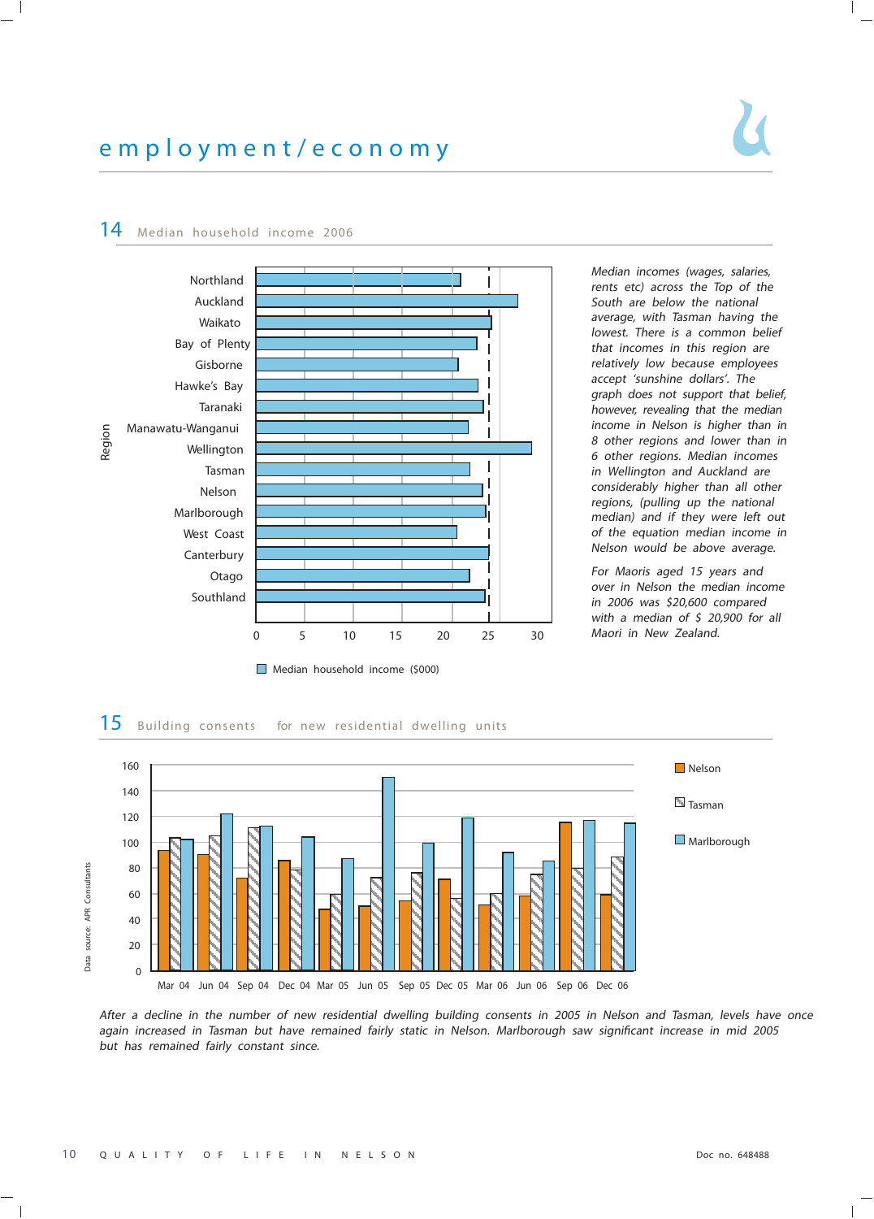# employment/economy

## 14 Median household income 2006

Median household income ($000)

*Median incomes (wages, salaries, rents etc) across the Top of the South are below the national average, with Tasman having the lowest. There is a common belief that incomes in this region are relatively low because employees accept 'sunshine dollars'. The graph does not support that belief, however, revealing that the median income in Nelson is higher than in 8 other regions and lower than in 6 other regions. Median incomes in Wellington and Auckland are considerably higher than all other regions, (pulling up the national median) and if they were left out of the equation median income in Nelson would be above average.*

*For Maoris aged 15 years and over in Nelson the median income in 2006 was $20,600 compared with a median of $ 20,900 for all Maori in New Zealand.*

## 15 Building consents for new residential dwelling units

Data source: APR Consultants

*After a decline in the number of new residential dwelling building consents in 2005 in Nelson and Tasman, levels have once again increased in Tasman but have remained fairly static in Nelson. Marlborough saw significant increase in mid 2005 but has remained fairly constant since.*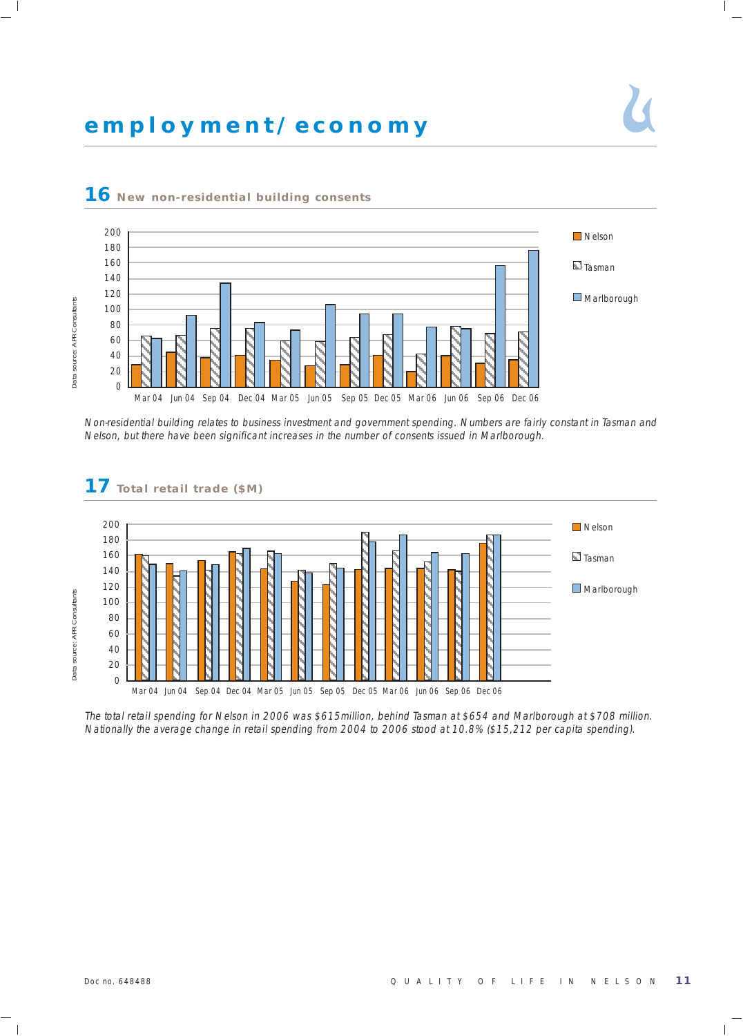# employment/economy

## 16 New non-residential building consents

*Non-residential building relates to business investment and government spending. Numbers are fairly constant in Tasman and Nelson, but there have been significant increases in the number of consents issued in Marlborough.*

## 17 Total retail trade ($M)

*The total retail spending for Nelson in 2006 was $615million, behind Tasman at $654 and Marlborough at $708 million. Nationally the average change in retail spending from 2004 to 2006 stood at 10.8% ($15,212 per capita spending).*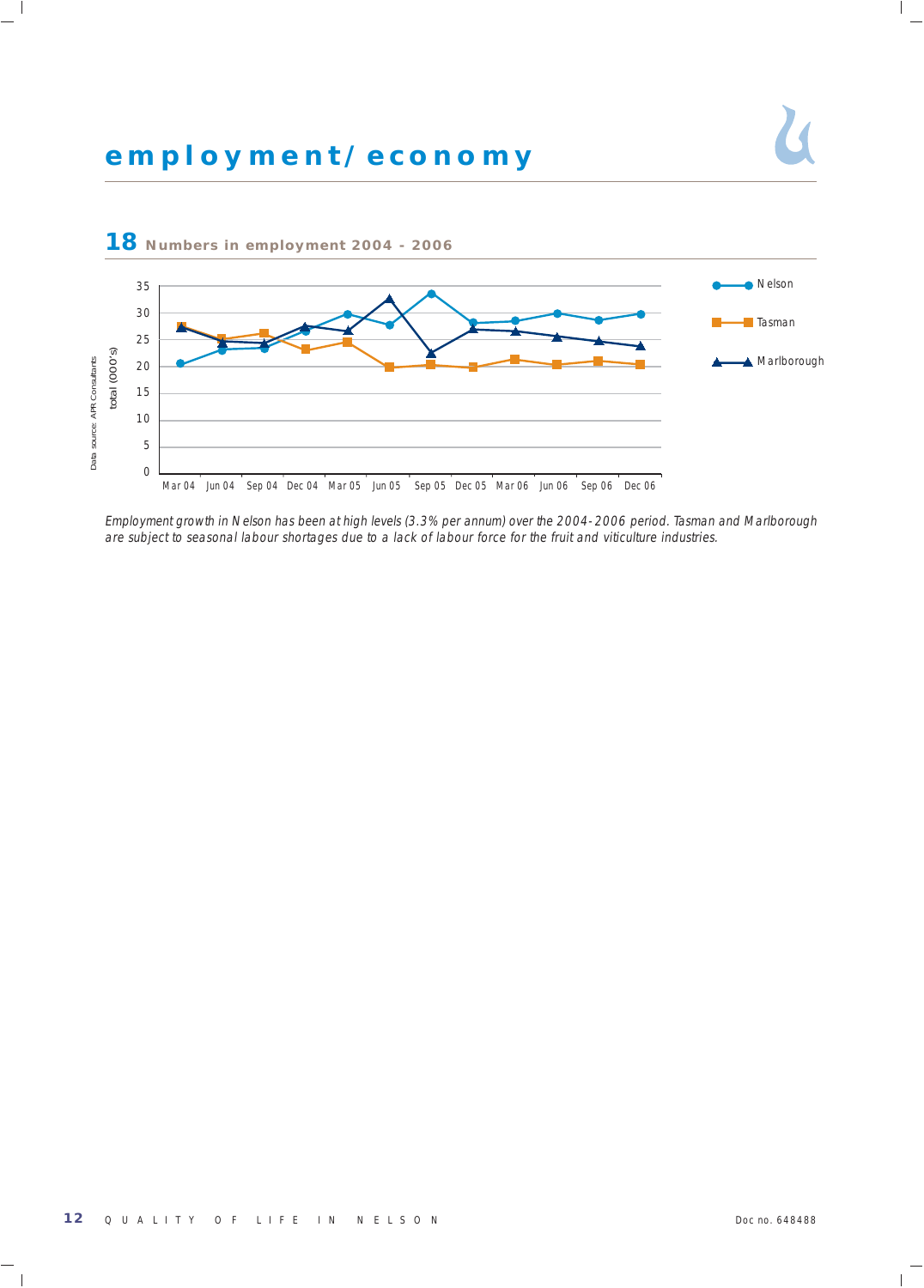# employment/economy

## 18 Numbers in employment 2004 - 2006

*Employment growth in Nelson has been at high levels (3.3% per annum) over the 2004-2006 period. Tasman and Marlborough are subject to seasonal labour shortages due to a lack of labour force for the fruit and viticulture industries.*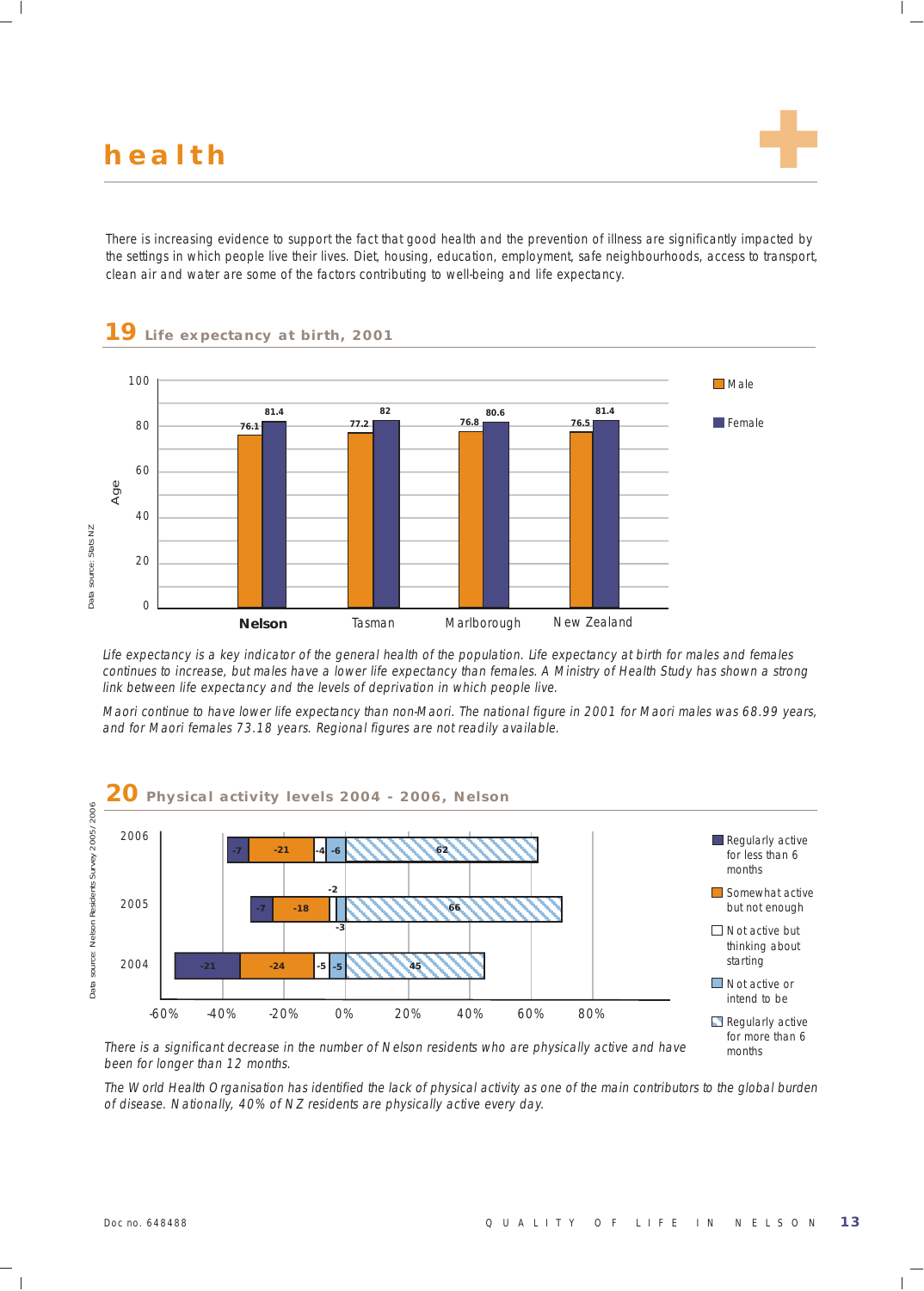# health

There is increasing evidence to support the fact that good health and the prevention of illness are significantly impacted by the settings in which people live their lives. Diet, housing, education, employment, safe neighbourhoods, access to transport, clean air and water are some of the factors contributing to well-being and life expectancy.

## 19 Life expectancy at birth, 2001

| | Male | Female |
|---|---|---|
| Nelson | 76.1 | 81.4 |
| Tasman | 77.2 | 82 |
| Marlborough | 76.8 | 80.6 |
| New Zealand | 76.5 | 81.4 |

Data source: Stats NZ

*Life expectancy is a key indicator of the general health of the population. Life expectancy at birth for males and females continues to increase, but males have a lower life expectancy than females. A Ministry of Health Study has shown a strong link between life expectancy and the levels of deprivation in which people live.*

*Maori continue to have lower life expectancy than non-Maori. The national figure in 2001 for Maori males was 68.99 years, and for Maori females 73.18 years. Regional figures are not readily available.*

## 20 Physical activity levels 2004 - 2006, Nelson

| | Regularly active for less than 6 months | Somewhat active but not enough | Not active but thinking about starting | Not active or intend to be | Regularly active for more than 6 months |
|---|---|---|---|---|---|
| 2006 | -7 | -21 | -4 | -6 | 62 |
| 2005 | -7 | -18 | -2 | -3 | 66 |
| 2004 | -21 | -24 | -5 | -5 | 45 |

Data source: Nelson Residents Survey 2005/2006

*There is a significant decrease in the number of Nelson residents who are physically active and have been for longer than 12 months.*

*The World Health Organisation has identified the lack of physical activity as one of the main contributors to the global burden of disease. Nationally, 40% of NZ residents are physically active every day.*

Doc no. 648488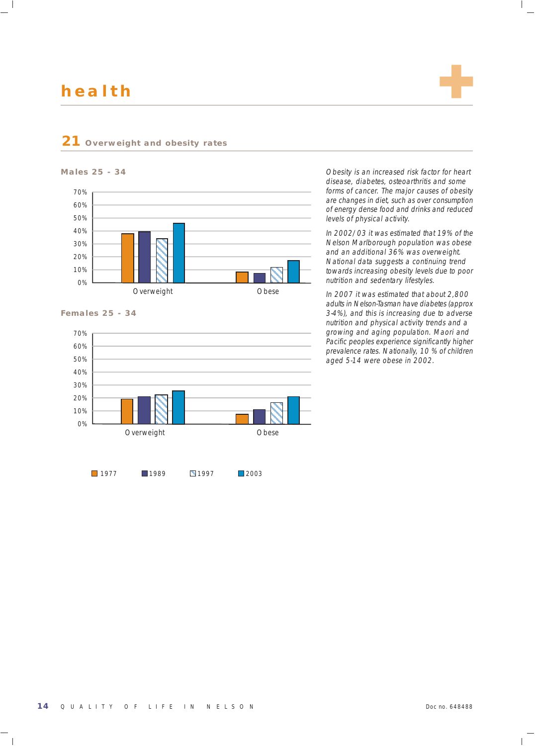# health

## 21 Overweight and obesity rates

**Males 25 - 34**

70%
60%
50%
40%
30%
20%
10%
0%

Overweight    Obese

**Females 25 - 34**

70%
60%
50%
40%
30%
20%
10%
0%

Overweight    Obese

1977    1989    1997    2003

*Obesity is an increased risk factor for heart disease, diabetes, osteoarthritis and some forms of cancer. The major causes of obesity are changes in diet, such as over consumption of energy dense food and drinks and reduced levels of physical activity.*

*In 2002/03 it was estimated that 19% of the Nelson Marlborough population was obese and an additional 36% was overweight. National data suggests a continuing trend towards increasing obesity levels due to poor nutrition and sedentary lifestyles.*

*In 2007 it was estimated that about 2,800 adults in Nelson-Tasman have diabetes (approx 3-4%), and this is increasing due to adverse nutrition and physical activity trends and a growing and aging population. Maori and Pacific peoples experience significantly higher prevalence rates. Nationally, 10 % of children aged 5-14 were obese in 2002.*

Doc no. 648488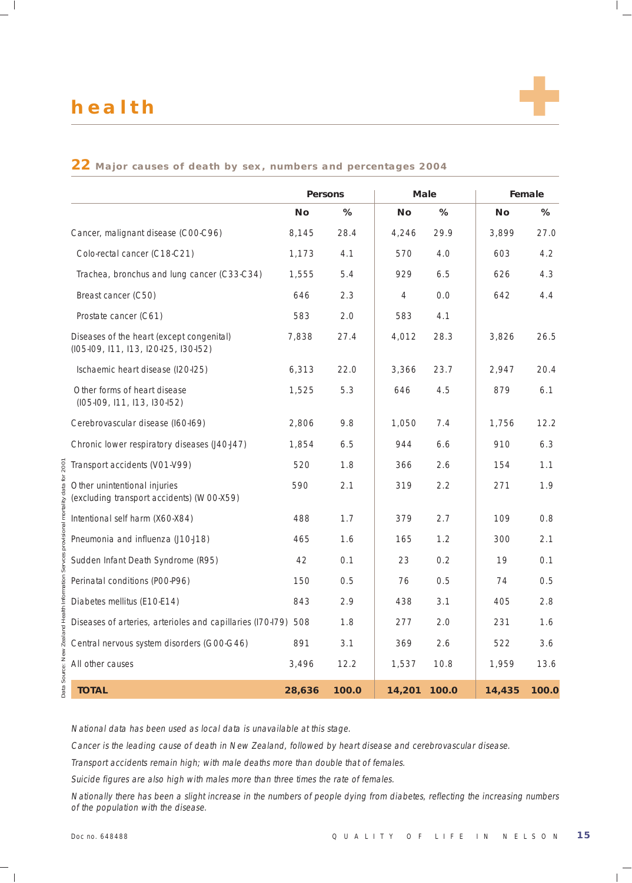# health

## 22 Major causes of death by sex, numbers and percentages 2004

| | Persons | | Male | | Female | |
|---|---|---|---|---|---|---|
| | No | % | No | % | No | % |
| Cancer, malignant disease (C00-C96) | 8,145 | 28.4 | 4,246 | 29.9 | 3,899 | 27.0 |
| Colo-rectal cancer (C18-C21) | 1,173 | 4.1 | 570 | 4.0 | 603 | 4.2 |
| Trachea, bronchus and lung cancer (C33-C34) | 1,555 | 5.4 | 929 | 6.5 | 626 | 4.3 |
| Breast cancer (C50) | 646 | 2.3 | 4 | 0.0 | 642 | 4.4 |
| Prostate cancer (C61) | 583 | 2.0 | 583 | 4.1 | | |
| Diseases of the heart (except congenital) (I05-I09, I11, I13, I20-I25, I30-I52) | 7,838 | 27.4 | 4,012 | 28.3 | 3,826 | 26.5 |
| Ischaemic heart disease (I20-I25) | 6,313 | 22.0 | 3,366 | 23.7 | 2,947 | 20.4 |
| Other forms of heart disease (I05-I09, I11, I13, I30-I52) | 1,525 | 5.3 | 646 | 4.5 | 879 | 6.1 |
| Cerebrovascular disease (I60-I69) | 2,806 | 9.8 | 1,050 | 7.4 | 1,756 | 12.2 |
| Chronic lower respiratory diseases (J40-J47) | 1,854 | 6.5 | 944 | 6.6 | 910 | 6.3 |
| Transport accidents (V01-V99) | 520 | 1.8 | 366 | 2.6 | 154 | 1.1 |
| Other unintentional injuries (excluding transport accidents) (W00-X59) | 590 | 2.1 | 319 | 2.2 | 271 | 1.9 |
| Intentional self harm (X60-X84) | 488 | 1.7 | 379 | 2.7 | 109 | 0.8 |
| Pneumonia and influenza (J10-J18) | 465 | 1.6 | 165 | 1.2 | 300 | 2.1 |
| Sudden Infant Death Syndrome (R95) | 42 | 0.1 | 23 | 0.2 | 19 | 0.1 |
| Perinatal conditions (P00-P96) | 150 | 0.5 | 76 | 0.5 | 74 | 0.5 |
| Diabetes mellitus (E10-E14) | 843 | 2.9 | 438 | 3.1 | 405 | 2.8 |
| Diseases of arteries, arterioles and capillaries (I70-I79) | 508 | 1.8 | 277 | 2.0 | 231 | 1.6 |
| Central nervous system disorders (G00-G46) | 891 | 3.1 | 369 | 2.6 | 522 | 3.6 |
| All other causes | 3,496 | 12.2 | 1,537 | 10.8 | 1,959 | 13.6 |
| **TOTAL** | **28,636** | **100.0** | **14,201** | **100.0** | **14,435** | **100.0** |

Data Source: New Zealand Health Information Services provisional mortality data for 2001

*National data has been used as local data is unavailable at this stage.*

*Cancer is the leading cause of death in New Zealand, followed by heart disease and cerebrovascular disease.*

*Transport accidents remain high; with male deaths more than double that of females.*

*Suicide figures are also high with males more than three times the rate of females.*

*Nationally there has been a slight increase in the numbers of people dying from diabetes, reflecting the increasing numbers of the population with the disease.*

Doc no. 648488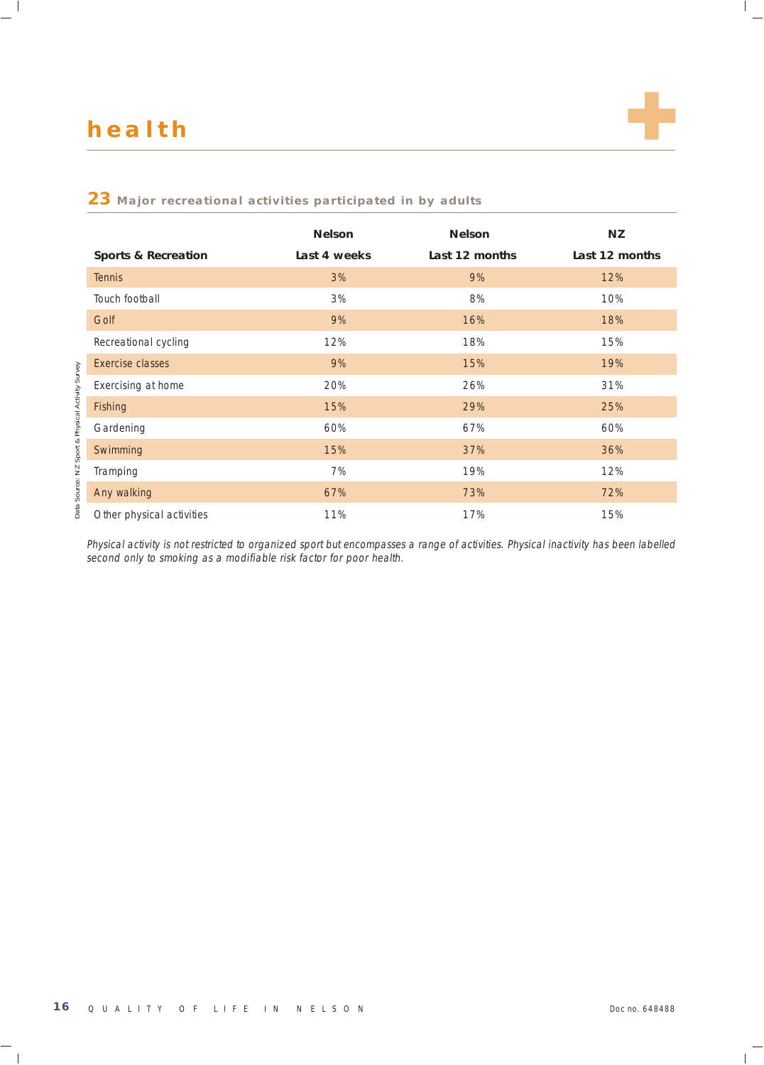# health

## 23 Major recreational activities participated in by adults

| Sports & Recreation | Nelson Last 4 weeks | Nelson Last 12 months | NZ Last 12 months |
|---|---|---|---|
| Tennis | 3% | 9% | 12% |
| Touch football | 3% | 8% | 10% |
| Golf | 9% | 16% | 18% |
| Recreational cycling | 12% | 18% | 15% |
| Exercise classes | 9% | 15% | 19% |
| Exercising at home | 20% | 26% | 31% |
| Fishing | 15% | 29% | 25% |
| Gardening | 60% | 67% | 60% |
| Swimming | 15% | 37% | 36% |
| Tramping | 7% | 19% | 12% |
| Any walking | 67% | 73% | 72% |
| Other physical activities | 11% | 17% | 15% |

Data Source: NZ Sport & Physical Activity Survey

*Physical activity is not restricted to organized sport but encompasses a range of activities. Physical inactivity has been labelled second only to smoking as a modifiable risk factor for poor health.*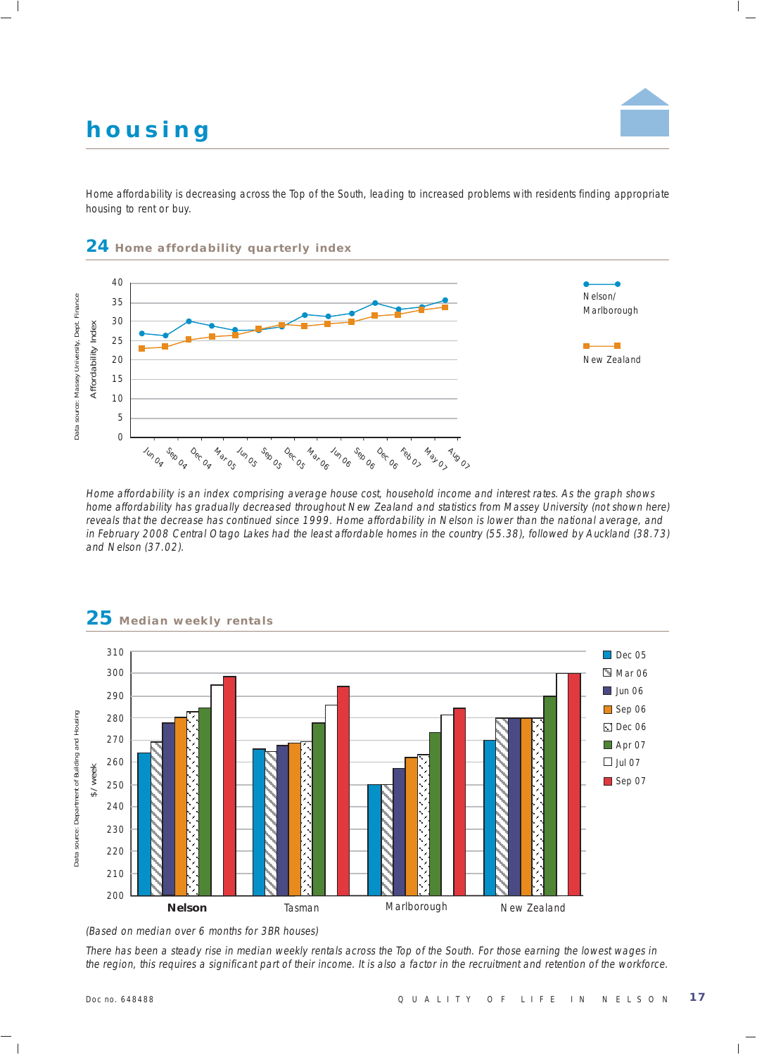# housing

Home affordability is decreasing across the Top of the South, leading to increased problems with residents finding appropriate housing to rent or buy.

## 24 Home affordability quarterly index

*Home affordability is an index comprising average house cost, household income and interest rates. As the graph shows home affordability has gradually decreased throughout New Zealand and statistics from Massey University (not shown here) reveals that the decrease has continued since 1999. Home affordability in Nelson is lower than the national average, and in February 2008 Central Otago Lakes had the least affordable homes in the country (55.38), followed by Auckland (38.73) and Nelson (37.02).*

## 25 Median weekly rentals

*(Based on median over 6 months for 3BR houses)*

*There has been a steady rise in median weekly rentals across the Top of the South. For those earning the lowest wages in the region, this requires a significant part of their income. It is also a factor in the recruitment and retention of the workforce.*

Doc no. 648488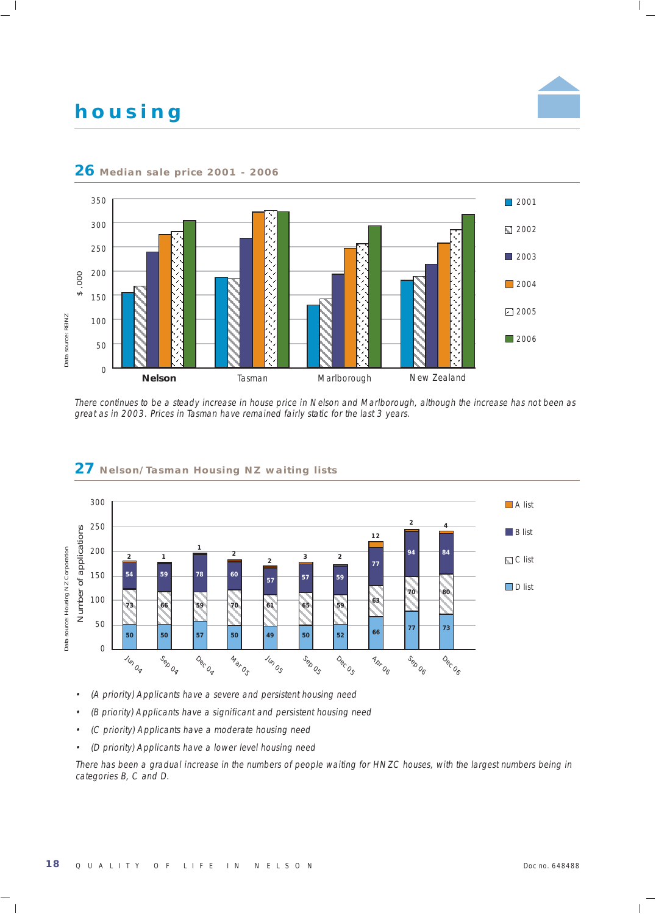# housing

## 26 Median sale price 2001 - 2006

Data source: REINZ

| $ ,000 | 2001 | 2002 | 2003 | 2004 | 2005 | 2006 |
|---|---|---|---|---|---|---|
| **Nelson** | | | | | | |
| Tasman | | | | | | |
| Marlborough | | | | | | |
| New Zealand | | | | | | |

*There continues to be a steady increase in house price in Nelson and Marlborough, although the increase has not been as great as in 2003. Prices in Tasman have remained fairly static for the last 3 years.*

## 27 Nelson/Tasman Housing NZ waiting lists

Data source: Housing NZ Corporation

| Number of applications | A list | B list | C list | D list |
|---|---|---|---|---|
| Jun 04 | 2 | 54 | 73 | 50 |
| Sep 04 | 1 | 59 | 66 | 50 |
| Dec 04 | 1 | 78 | 59 | 57 |
| Mar 05 | 2 | 60 | 70 | 50 |
| Jun 05 | 2 | 57 | 61 | 49 |
| Sep 05 | 3 | 57 | 65 | 50 |
| Dec 05 | 2 | 59 | 59 | 52 |
| Apr 06 | 12 | 77 | 63 | 66 |
| Sep 06 | 2 | 94 | 70 | 77 |
| Dec 06 | 4 | 84 | 80 | 73 |

- *(A priority) Applicants have a severe and persistent housing need*
- *(B priority) Applicants have a significant and persistent housing need*
- *(C priority) Applicants have a moderate housing need*
- *(D priority) Applicants have a lower level housing need*

*There has been a gradual increase in the numbers of people waiting for HNZC houses, with the largest numbers being in categories B, C and D.*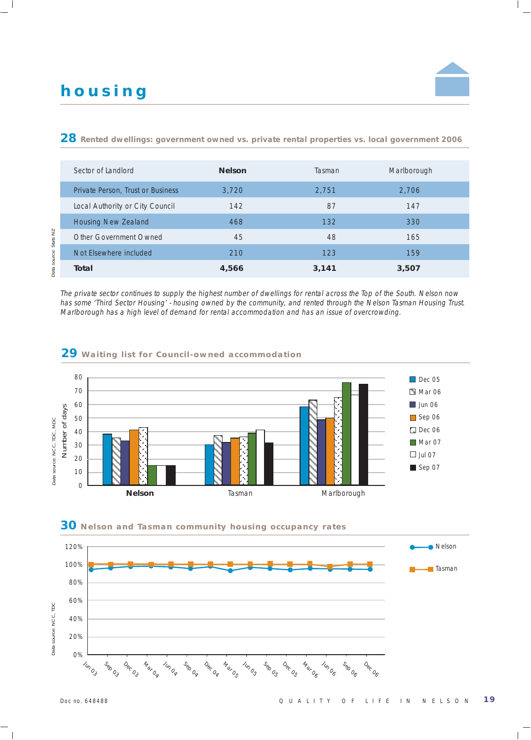# housing

## 28 Rented dwellings: government owned vs. private rental properties vs. local government 2006

| Sector of Landlord | **Nelson** | Tasman | Marlborough |
|---|---|---|---|
| Private Person, Trust or Business | 3,720 | 2,751 | 2,706 |
| Local Authority or City Council | 142 | 87 | 147 |
| Housing New Zealand | 468 | 132 | 330 |
| Other Government Owned | 45 | 48 | 165 |
| Not Elsewhere included | 210 | 123 | 159 |
| **Total** | **4,566** | **3,141** | **3,507** |

Data source: Stats NZ

*The private sector continues to supply the highest number of dwellings for rental across the Top of the South. Nelson now has some 'Third Sector Housing' - housing owned by the community, and rented through the Nelson Tasman Housing Trust. Marlborough has a high level of demand for rental accommodation and has an issue of overcrowding.*

## 29 Waiting list for Council-owned accommodation

Data source: NCC, TDC, MDC

## 30 Nelson and Tasman community housing occupancy rates

Data source: NCC, TDC

Doc no. 648488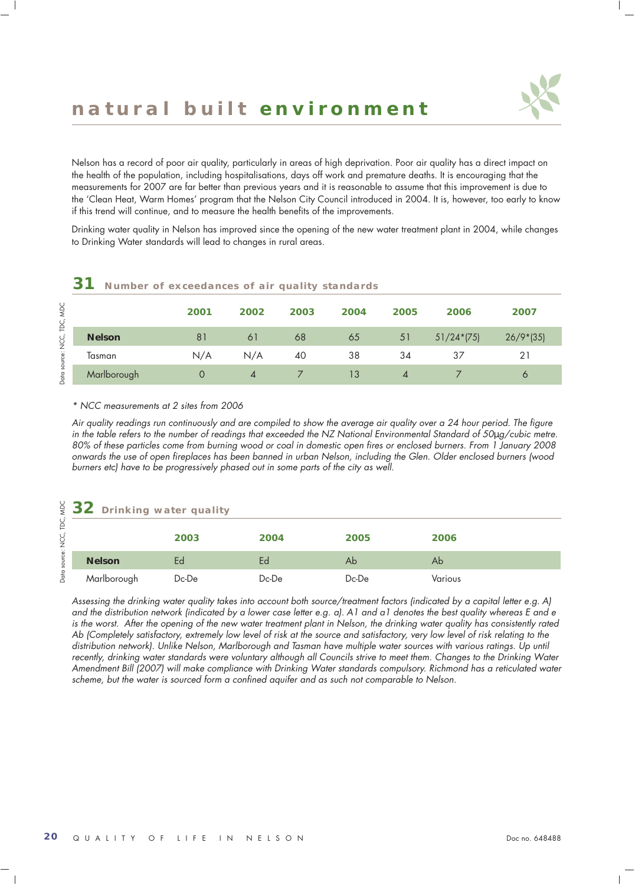# natural built environment

Nelson has a record of poor air quality, particularly in areas of high deprivation. Poor air quality has a direct impact on the health of the population, including hospitalisations, days off work and premature deaths. It is encouraging that the measurements for 2007 are far better than previous years and it is reasonable to assume that this improvement is due to the 'Clean Heat, Warm Homes' program that the Nelson City Council introduced in 2004. It is, however, too early to know if this trend will continue, and to measure the health benefits of the improvements.

Drinking water quality in Nelson has improved since the opening of the new water treatment plant in 2004, while changes to Drinking Water standards will lead to changes in rural areas.

## 31 Number of exceedances of air quality standards

Data source: NCC, TDC, MDC

| | 2001 | 2002 | 2003 | 2004 | 2005 | 2006 | 2007 |
|---|---|---|---|---|---|---|---|
| **Nelson** | 81 | 61 | 68 | 65 | 51 | 51/24*(75) | 26/9*(35) |
| Tasman | N/A | N/A | 40 | 38 | 34 | 37 | 21 |
| Marlborough | 0 | 4 | 7 | 13 | 4 | 7 | 6 |

*\* NCC measurements at 2 sites from 2006*

*Air quality readings run continuously and are compiled to show the average air quality over a 24 hour period. The figure in the table refers to the number of readings that exceeded the NZ National Environmental Standard of 50µg/cubic metre. 80% of these particles come from burning wood or coal in domestic open fires or enclosed burners. From 1 January 2008 onwards the use of open fireplaces has been banned in urban Nelson, including the Glen. Older enclosed burners (wood burners etc) have to be progressively phased out in some parts of the city as well.*

## 32 Drinking water quality

Data source: NCC, TDC, MDC

| | 2003 | 2004 | 2005 | 2006 |
|---|---|---|---|---|
| **Nelson** | Ed | Ed | Ab | Ab |
| Marlborough | Dc-De | Dc-De | Dc-De | Various |

*Assessing the drinking water quality takes into account both source/treatment factors (indicated by a capital letter e.g. A) and the distribution network (indicated by a lower case letter e.g. a). A1 and a1 denotes the best quality whereas E and e is the worst. After the opening of the new water treatment plant in Nelson, the drinking water quality has consistently rated Ab (Completely satisfactory, extremely low level of risk at the source and satisfactory, very low level of risk relating to the distribution network). Unlike Nelson, Marlborough and Tasman have multiple water sources with various ratings. Up until recently, drinking water standards were voluntary although all Councils strive to meet them. Changes to the Drinking Water Amendment Bill (2007) will make compliance with Drinking Water standards compulsory. Richmond has a reticulated water scheme, but the water is sourced form a confined aquifer and as such not comparable to Nelson.*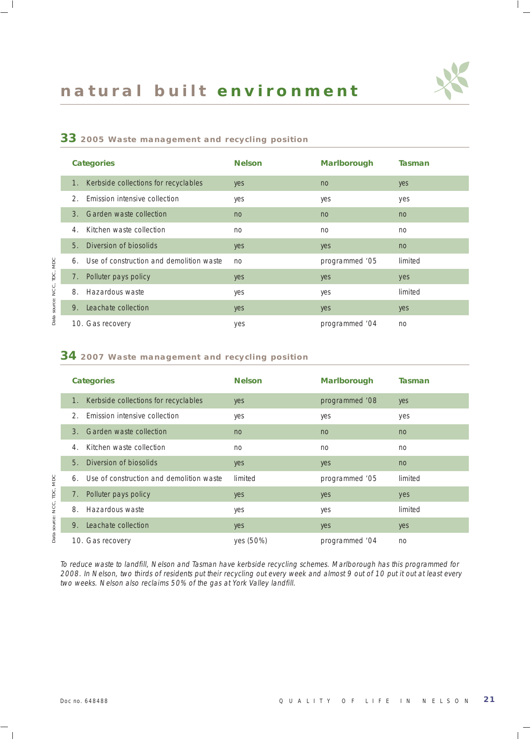# natural built environment

## 33 2005 Waste management and recycling position

| Categories | Nelson | Marlborough | Tasman |
|---|---|---|---|
| 1. Kerbside collections for recyclables | yes | no | yes |
| 2. Emission intensive collection | yes | yes | yes |
| 3. Garden waste collection | no | no | no |
| 4. Kitchen waste collection | no | no | no |
| 5. Diversion of biosolids | yes | yes | no |
| 6. Use of construction and demolition waste | no | programmed '05 | limited |
| 7. Polluter pays policy | yes | yes | yes |
| 8. Hazardous waste | yes | yes | limited |
| 9. Leachate collection | yes | yes | yes |
| 10. Gas recovery | yes | programmed '04 | no |

Data source: NCC, TDC, MDC

## 34 2007 Waste management and recycling position

| Categories | Nelson | Marlborough | Tasman |
|---|---|---|---|
| 1. Kerbside collections for recyclables | yes | programmed '08 | yes |
| 2. Emission intensive collection | yes | yes | yes |
| 3. Garden waste collection | no | no | no |
| 4. Kitchen waste collection | no | no | no |
| 5. Diversion of biosolids | yes | yes | no |
| 6. Use of construction and demolition waste | limited | programmed '05 | limited |
| 7. Polluter pays policy | yes | yes | yes |
| 8. Hazardous waste | yes | yes | limited |
| 9. Leachate collection | yes | yes | yes |
| 10. Gas recovery | yes (50%) | programmed '04 | no |

Data source: NCC, TDC, MDC

*To reduce waste to landfill, Nelson and Tasman have kerbside recycling schemes. Marlborough has this programmed for 2008. In Nelson, two thirds of residents put their recycling out every week and almost 9 out of 10 put it out at least every two weeks. Nelson also reclaims 50% of the gas at York Valley landfill.*

Doc no. 648488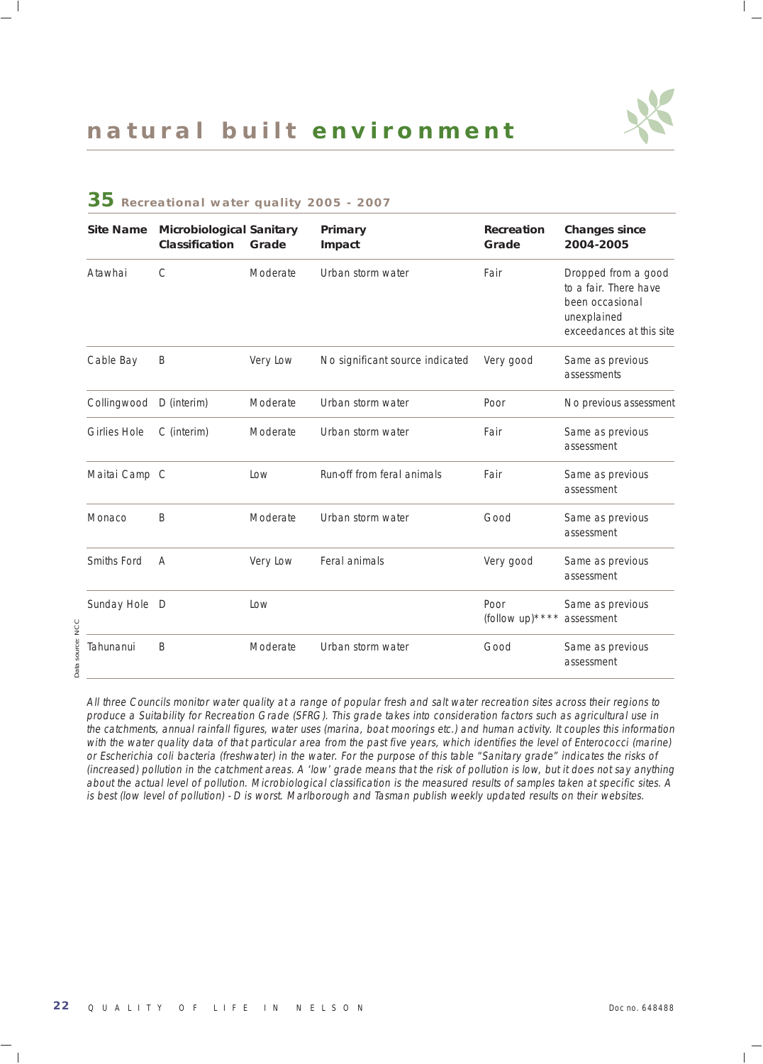# natural built environment

## 35 Recreational water quality 2005 - 2007

| Site Name | Microbiological Classification | Sanitary Grade | Primary Impact | Recreation Grade | Changes since 2004-2005 |
|---|---|---|---|---|---|
| Atawhai | C | Moderate | Urban storm water | Fair | Dropped from a good to a fair. There have been occasional unexplained exceedances at this site |
| Cable Bay | B | Very Low | No significant source indicated | Very good | Same as previous assessments |
| Collingwood | D (interim) | Moderate | Urban storm water | Poor | No previous assessment |
| Girlies Hole | C (interim) | Moderate | Urban storm water | Fair | Same as previous assessment |
| Maitai Camp | C | Low | Run-off from feral animals | Fair | Same as previous assessment |
| Monaco | B | Moderate | Urban storm water | Good | Same as previous assessment |
| Smiths Ford | A | Very Low | Feral animals | Very good | Same as previous assessment |
| Sunday Hole | D | Low | | Poor (follow up)**** | Same as previous assessment |
| Tahunanui | B | Moderate | Urban storm water | Good | Same as previous assessment |

Data source: NCC

*All three Councils monitor water quality at a range of popular fresh and salt water recreation sites across their regions to produce a Suitability for Recreation Grade (SFRG). This grade takes into consideration factors such as agricultural use in the catchments, annual rainfall figures, water uses (marina, boat moorings etc.) and human activity. It couples this information with the water quality data of that particular area from the past five years, which identifies the level of Enterococci (marine) or Escherichia coli bacteria (freshwater) in the water. For the purpose of this table "Sanitary grade" indicates the risks of (increased) pollution in the catchment areas. A 'low' grade means that the risk of pollution is low, but it does not say anything about the actual level of pollution. Microbiological classification is the measured results of samples taken at specific sites. A is best (low level of pollution) - D is worst. Marlborough and Tasman publish weekly updated results on their websites.*

Doc no. 648488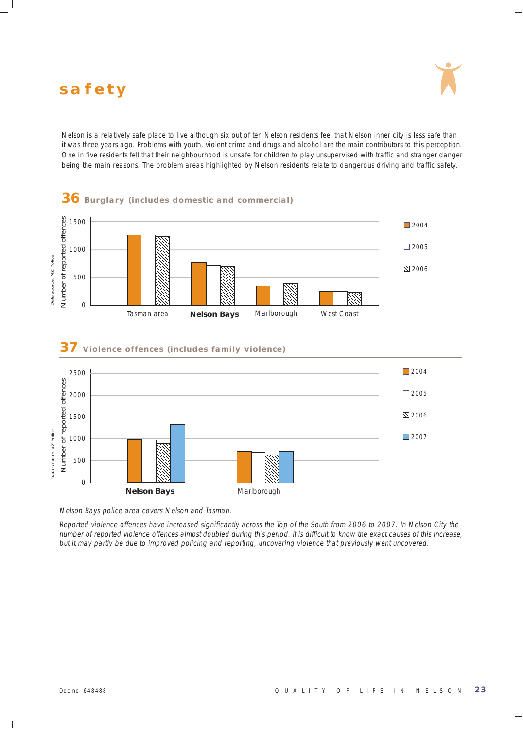# safety

Nelson is a relatively safe place to live although six out of ten Nelson residents feel that Nelson inner city is less safe than it was three years ago. Problems with youth, violent crime and drugs and alcohol are the main contributors to this perception. One in five residents felt that their neighbourhood is unsafe for children to play unsupervised with traffic and stranger danger being the main reasons. The problem areas highlighted by Nelson residents relate to dangerous driving and traffic safety.

## 36 Burglary (includes domestic and commercial)

Number of reported offences

Data source: NZ Police

Tasman area, **Nelson Bays**, Marlborough, West Coast

2004, 2005, 2006

## 37 Violence offences (includes family violence)

Number of reported offences

Data source: NZ Police

**Nelson Bays**, Marlborough

2004, 2005, 2006, 2007

*Nelson Bays police area covers Nelson and Tasman.*

*Reported violence offences have increased significantly across the Top of the South from 2006 to 2007. In Nelson City the number of reported violence offences almost doubled during this period. It is difficult to know the exact causes of this increase, but it may partly be due to improved policing and reporting, uncovering violence that previously went uncovered.*

Doc no. 648488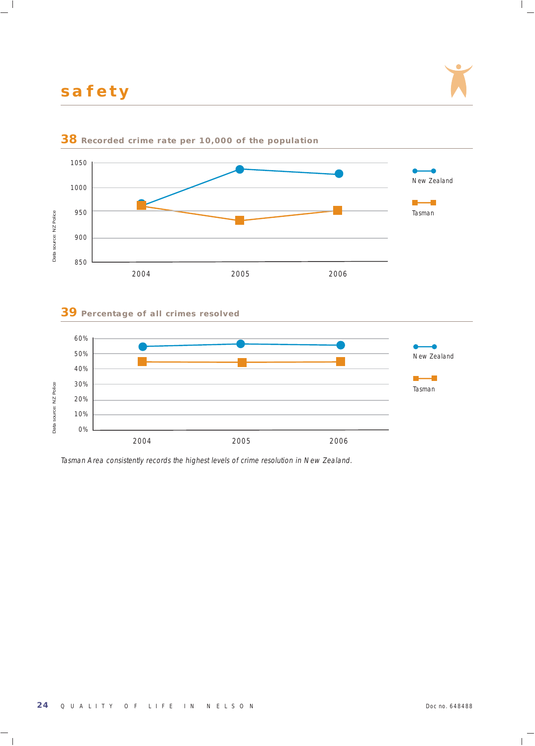# safety

## 38 Recorded crime rate per 10,000 of the population

## 39 Percentage of all crimes resolved

*Tasman Area consistently records the highest levels of crime resolution in New Zealand.*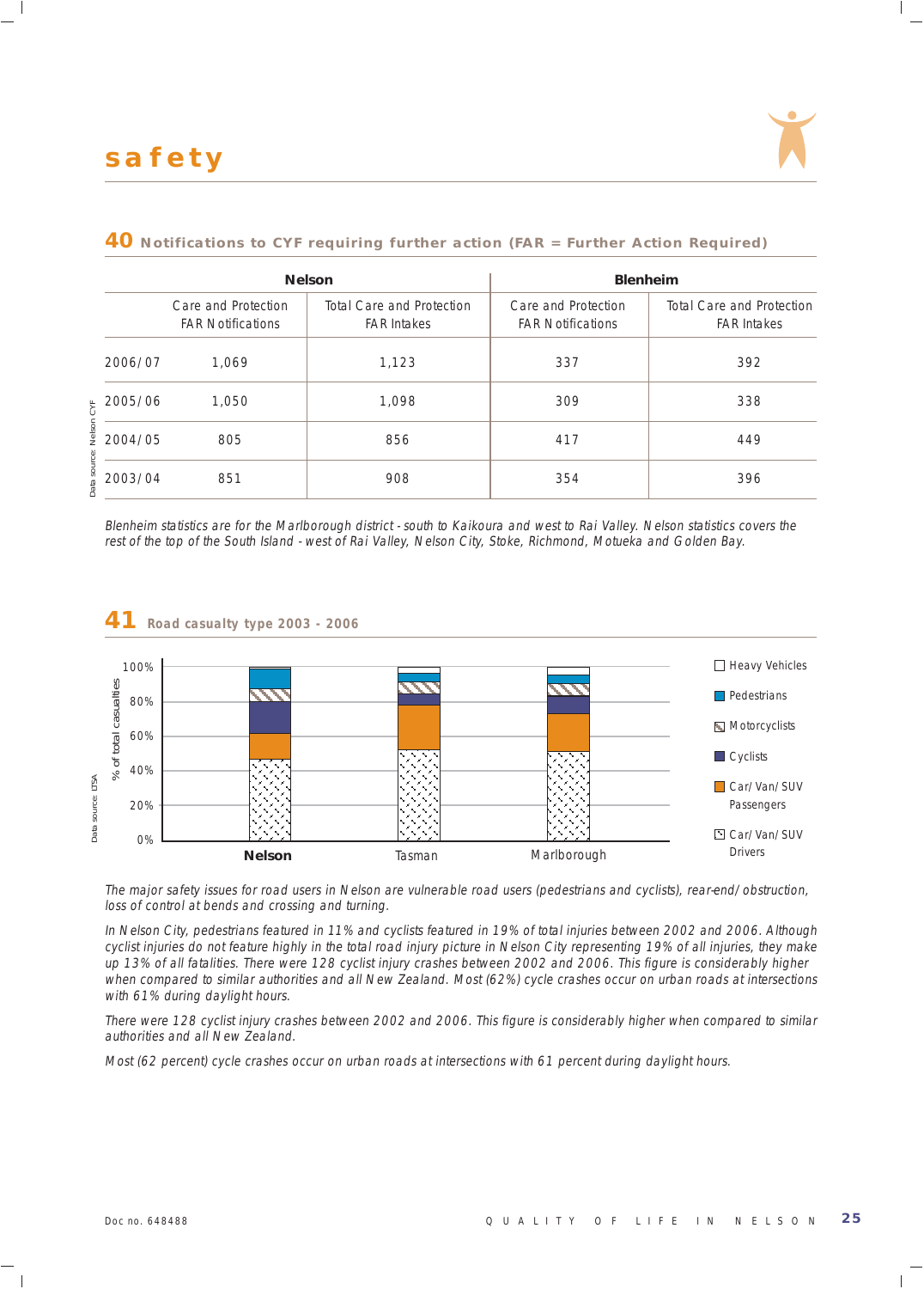# safety

## 40 Notifications to CYF requiring further action (FAR = Further Action Required)

| | Nelson | | Blenheim | |
|---|---|---|---|---|
| | Care and Protection FAR Notifications | Total Care and Protection FAR Intakes | Care and Protection FAR Notifications | Total Care and Protection FAR Intakes |
| 2006/07 | 1,069 | 1,123 | 337 | 392 |
| 2005/06 | 1,050 | 1,098 | 309 | 338 |
| 2004/05 | 805 | 856 | 417 | 449 |
| 2003/04 | 851 | 908 | 354 | 396 |

Data source: Nelson CYF

*Blenheim statistics are for the Marlborough district - south to Kaikoura and west to Rai Valley. Nelson statistics covers the rest of the top of the South Island - west of Rai Valley, Nelson City, Stoke, Richmond, Motueka and Golden Bay.*

## 41 Road casualty type 2003 - 2006

Data source: LTSA

*The major safety issues for road users in Nelson are vulnerable road users (pedestrians and cyclists), rear-end/obstruction, loss of control at bends and crossing and turning.*

*In Nelson City, pedestrians featured in 11% and cyclists featured in 19% of total injuries between 2002 and 2006. Although cyclist injuries do not feature highly in the total road injury picture in Nelson City representing 19% of all injuries, they make up 13% of all fatalities. There were 128 cyclist injury crashes between 2002 and 2006. This figure is considerably higher when compared to similar authorities and all New Zealand. Most (62%) cycle crashes occur on urban roads at intersections with 61% during daylight hours.*

*There were 128 cyclist injury crashes between 2002 and 2006. This figure is considerably higher when compared to similar authorities and all New Zealand.*

*Most (62 percent) cycle crashes occur on urban roads at intersections with 61 percent during daylight hours.*

Doc no. 648488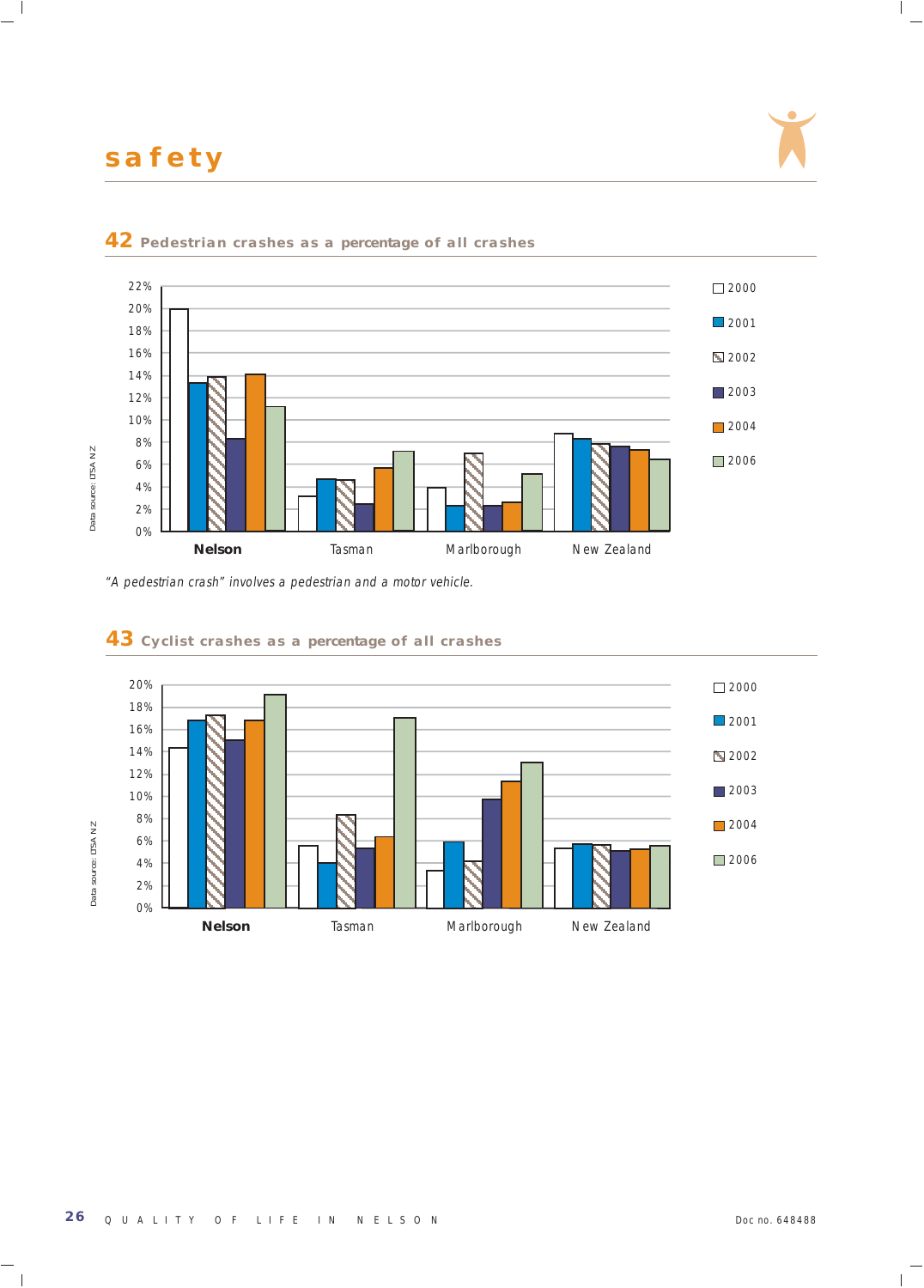# safety

## 42 Pedestrian crashes as a percentage of all crashes

*"A pedestrian crash" involves a pedestrian and a motor vehicle.*

## 43 Cyclist crashes as a percentage of all crashes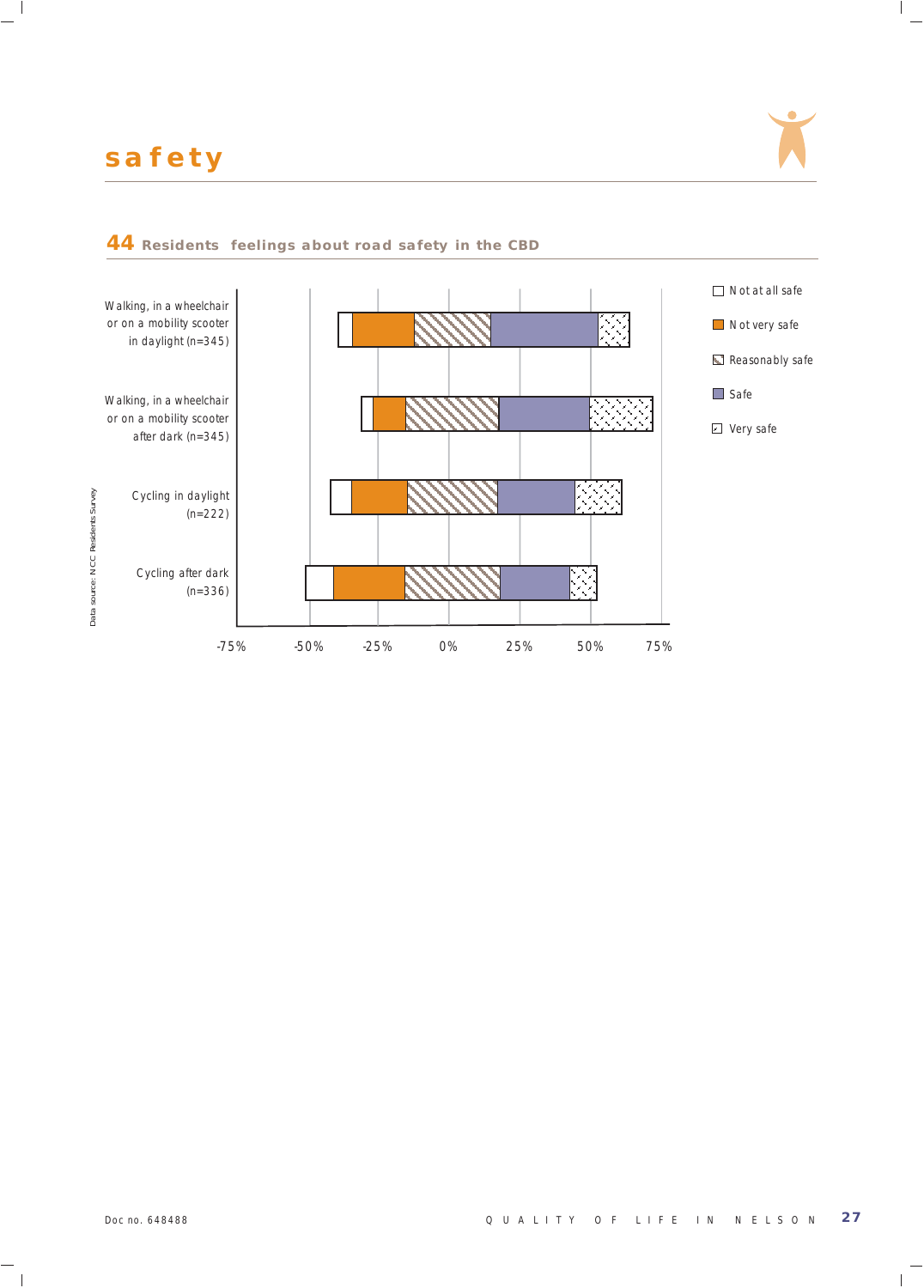# safety

## 44 Residents feelings about road safety in the CBD

Walking, in a wheelchair or on a mobility scooter in daylight (n=345)

Walking, in a wheelchair or on a mobility scooter after dark (n=345)

Cycling in daylight (n=222)

Cycling after dark (n=336)

-75% -50% -25% 0% 25% 50% 75%

Not at all safe

Not very safe

Reasonably safe

Safe

Very safe

Data source: NCC Residents Survey

Doc no. 648488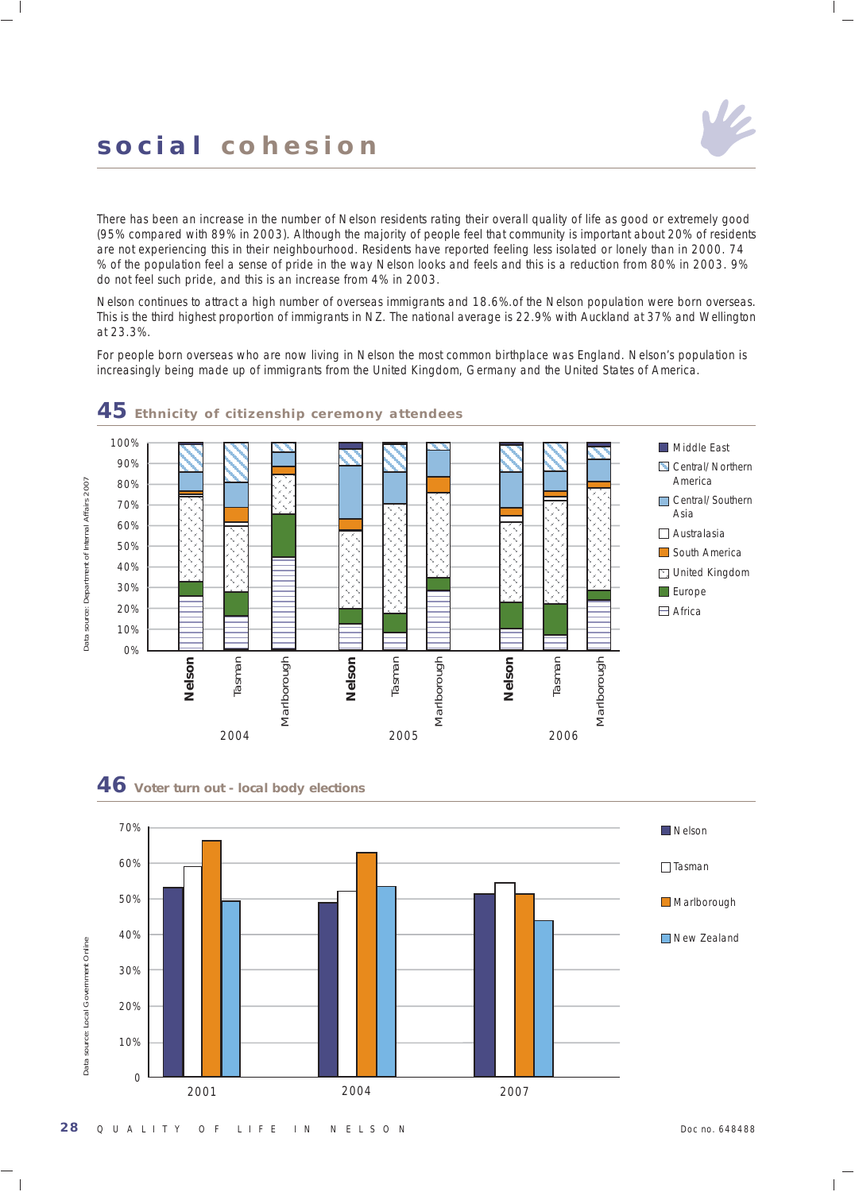# social cohesion

There has been an increase in the number of Nelson residents rating their overall quality of life as good or extremely good (95% compared with 89% in 2003). Although the majority of people feel that community is important about 20% of residents are not experiencing this in their neighbourhood. Residents have reported feeling less isolated or lonely than in 2000. 74 % of the population feel a sense of pride in the way Nelson looks and feels and this is a reduction from 80% in 2003. 9% do not feel such pride, and this is an increase from 4% in 2003.

Nelson continues to attract a high number of overseas immigrants and 18.6%.of the Nelson population were born overseas. This is the third highest proportion of immigrants in NZ. The national average is 22.9% with Auckland at 37% and Wellington at 23.3%.

For people born overseas who are now living in Nelson the most common birthplace was England. Nelson's population is increasingly being made up of immigrants from the United Kingdom, Germany and the United States of America.

## 45 Ethnicity of citizenship ceremony attendees

Data source: Department of Internal Affairs 2007

Legend: Middle East; Central/Northern America; Central/Southern Asia; Australasia; South America; United Kingdom; Europe; Africa

Groups: Nelson, Tasman, Marlborough for 2004, 2005, 2006

## 46 Voter turn out - local body elections

Data source: Local Government Online

Legend: Nelson; Tasman; Marlborough; New Zealand

Years: 2001, 2004, 2007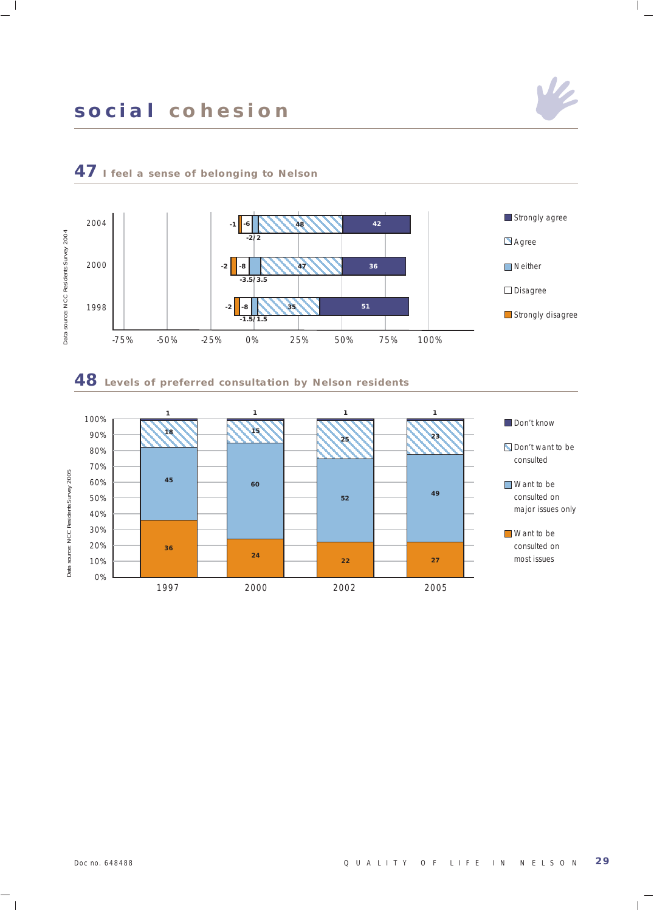# social cohesion

## 47 I feel a sense of belonging to Nelson

| Year | Strongly disagree | Disagree | Neither | Agree | Strongly agree |
|---|---|---|---|---|---|
| 2004 | -1 | -6 | -2/2 | 48 | 42 |
| 2000 | -2 | -8 | -3.5/3.5 | 47 | 36 |
| 1998 | -2 | -8 | -1.5/1.5 | 35 | 51 |

Data source: NCC Residents Survey 2004

## 48 Levels of preferred consultation by Nelson residents

| Year | Want to be consulted on most issues | Want to be consulted on major issues only | Don't want to be consulted | Don't know |
|---|---|---|---|---|
| 1997 | 36 | 45 | 18 | 1 |
| 2000 | 24 | 60 | 15 | 1 |
| 2002 | 22 | 52 | 25 | 1 |
| 2005 | 27 | 49 | 23 | 1 |

Data source: NCC Residents Survey 2005

Doc no. 648488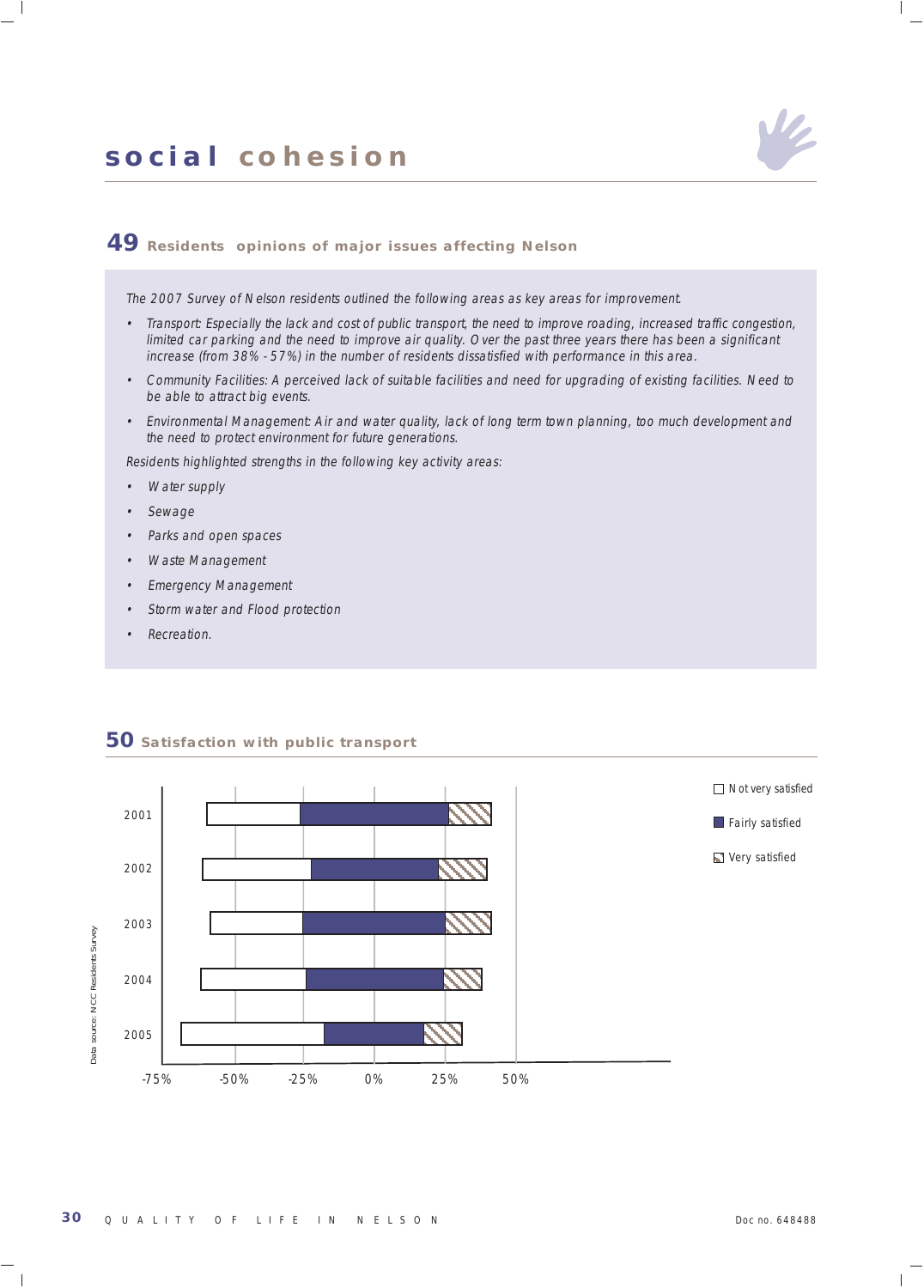# social cohesion

## 49 Residents opinions of major issues affecting Nelson

*The 2007 Survey of Nelson residents outlined the following areas as key areas for improvement.*

- *Transport: Especially the lack and cost of public transport, the need to improve roading, increased traffic congestion, limited car parking and the need to improve air quality. Over the past three years there has been a significant increase (from 38% - 57%) in the number of residents dissatisfied with performance in this area.*
- *Community Facilities: A perceived lack of suitable facilities and need for upgrading of existing facilities. Need to be able to attract big events.*
- *Environmental Management: Air and water quality, lack of long term town planning, too much development and the need to protect environment for future generations.*

*Residents highlighted strengths in the following key activity areas:*

- *Water supply*
- *Sewage*
- *Parks and open spaces*
- *Waste Management*
- *Emergency Management*
- *Storm water and Flood protection*
- *Recreation.*

## 50 Satisfaction with public transport

Legend: Not very satisfied; Fairly satisfied; Very satisfied

Years: 2001, 2002, 2003, 2004, 2005

Axis: -75%, -50%, -25%, 0%, 25%, 50%

Data source: NCC Residents Survey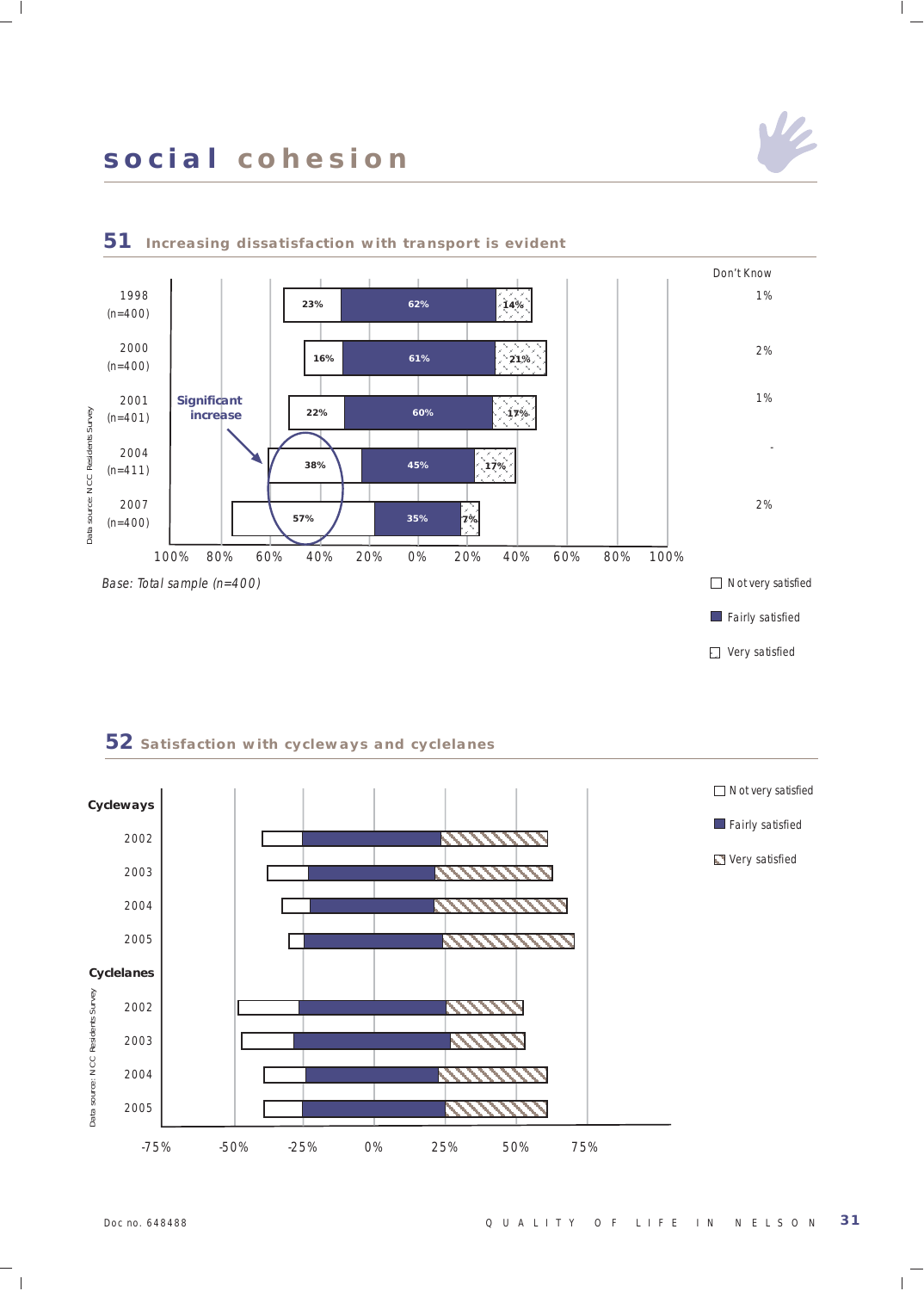# social cohesion

## 51 Increasing dissatisfaction with transport is evident

| Year | Not very satisfied | Fairly satisfied | Very satisfied | Don't Know |
|---|---|---|---|---|
| 1998 (n=400) | 23% | 62% | 14% | 1% |
| 2000 (n=400) | 16% | 61% | 21% | 2% |
| 2001 (n=401) | 22% | 60% | 17% | 1% |
| 2004 (n=411) | 38% | 45% | 17% | - |
| 2007 (n=400) | 57% | 35% | 7% | 2% |

Significant increase

Base: Total sample (n=400)

Data source: NCC Residents Survey

## 52 Satisfaction with cycleways and cyclelanes

Cycleways: 2002, 2003, 2004, 2005

Cyclelanes: 2002, 2003, 2004, 2005

Legend: Not very satisfied; Fairly satisfied; Very satisfied

Data source: NCC Residents Survey

Doc no. 648488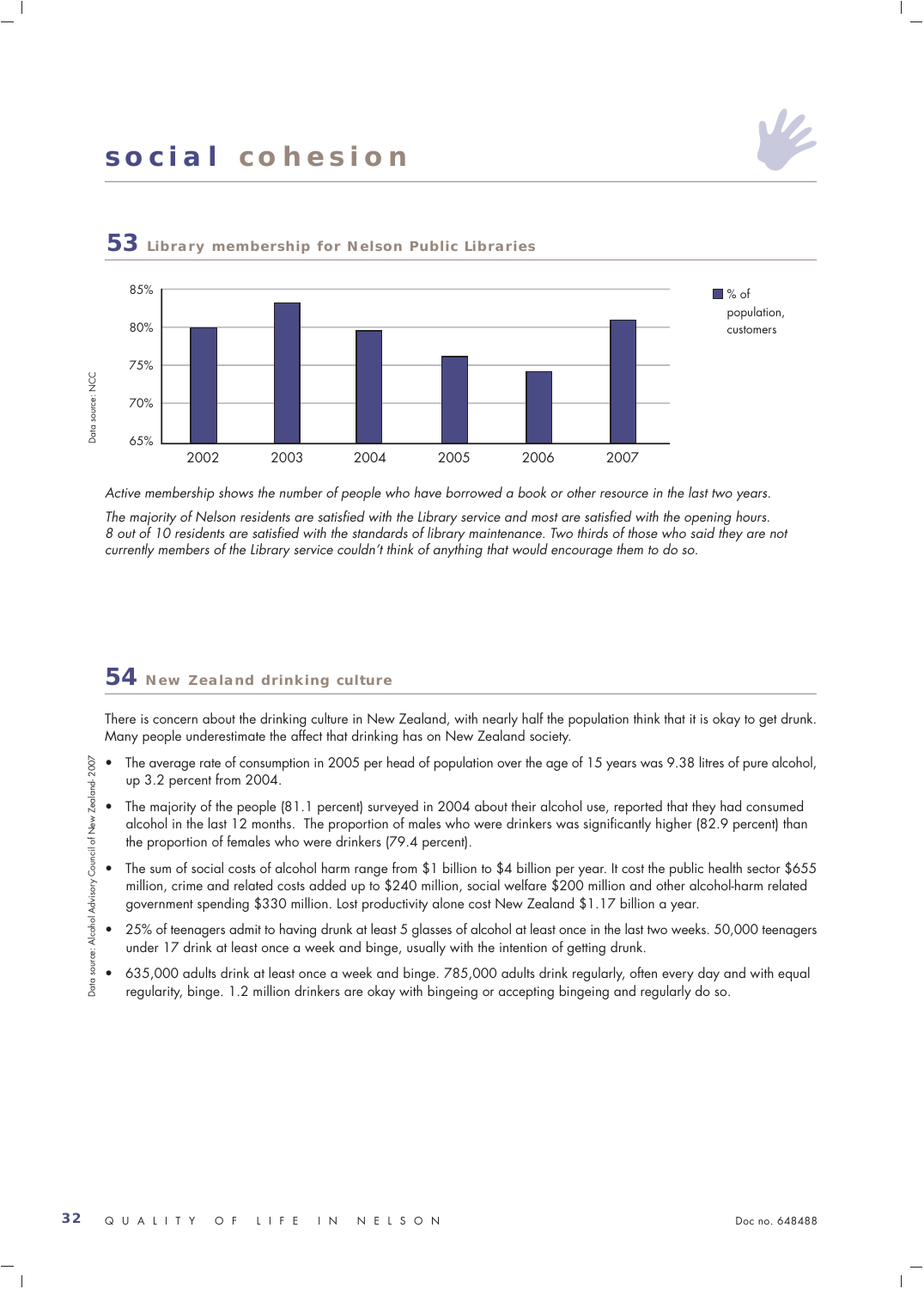# social cohesion

## 53 Library membership for Nelson Public Libraries

Active membership shows the number of people who have borrowed a book or other resource in the last two years.

*The majority of Nelson residents are satisfied with the Library service and most are satisfied with the opening hours. 8 out of 10 residents are satisfied with the standards of library maintenance. Two thirds of those who said they are not currently members of the Library service couldn't think of anything that would encourage them to do so.*

Data source: NCC

## 54 New Zealand drinking culture

There is concern about the drinking culture in New Zealand, with nearly half the population think that it is okay to get drunk. Many people underestimate the affect that drinking has on New Zealand society.

- The average rate of consumption in 2005 per head of population over the age of 15 years was 9.38 litres of pure alcohol, up 3.2 percent from 2004.
- The majority of the people (81.1 percent) surveyed in 2004 about their alcohol use, reported that they had consumed alcohol in the last 12 months. The proportion of males who were drinkers was significantly higher (82.9 percent) than the proportion of females who were drinkers (79.4 percent).
- The sum of social costs of alcohol harm range from $1 billion to $4 billion per year. It cost the public health sector $655 million, crime and related costs added up to $240 million, social welfare $200 million and other alcohol-harm related government spending $330 million. Lost productivity alone cost New Zealand $1.17 billion a year.
- 25% of teenagers admit to having drunk at least 5 glasses of alcohol at least once in the last two weeks. 50,000 teenagers under 17 drink at least once a week and binge, usually with the intention of getting drunk.
- 635,000 adults drink at least once a week and binge. 785,000 adults drink regularly, often every day and with equal regularity, binge. 1.2 million drinkers are okay with bingeing or accepting bingeing and regularly do so.

Data source: Alcohol Advisory Council of New Zealand: 2007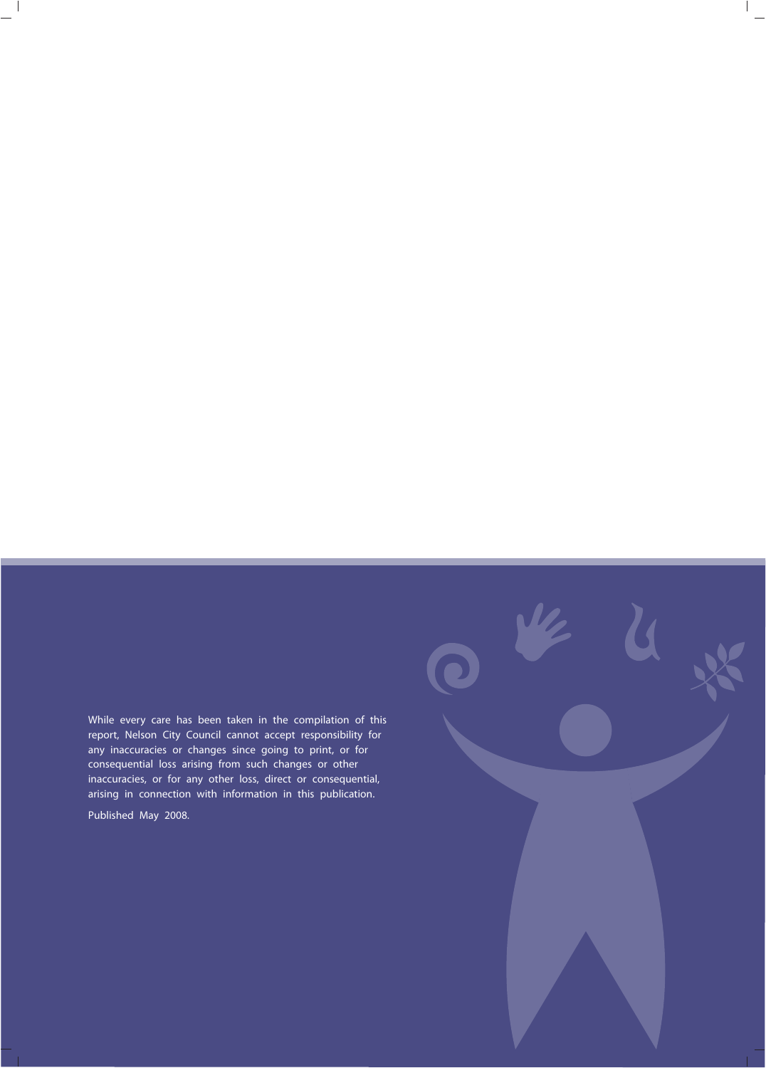While every care has been taken in the compilation of this report, Nelson City Council cannot accept responsibility for any inaccuracies or changes since going to print, or for consequential loss arising from such changes or other inaccuracies, or for any other loss, direct or consequential, arising in connection with information in this publication.

Published May 2008.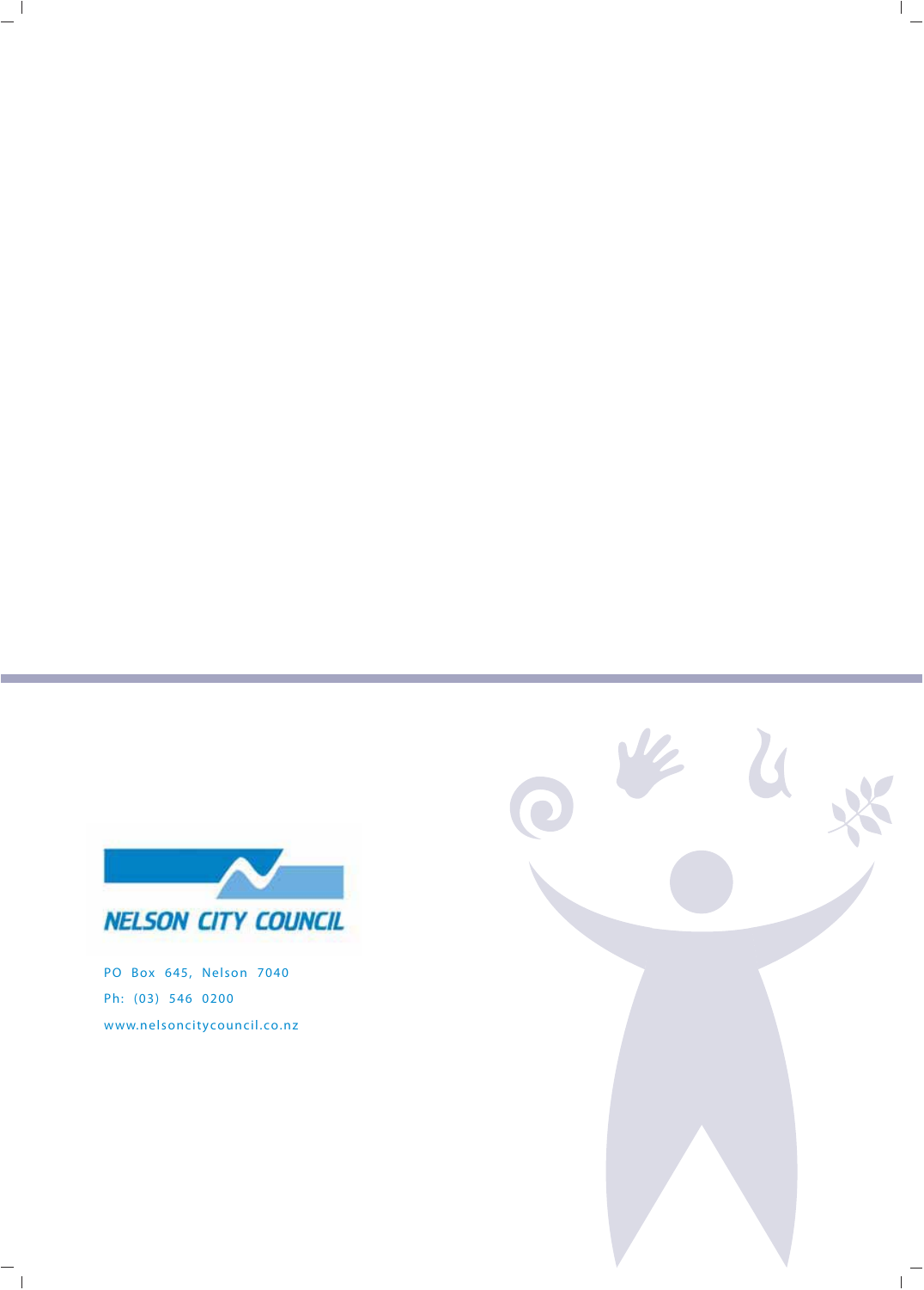NELSON CITY COUNCIL

PO Box 645, Nelson 7040

Ph: (03) 546 0200

www.nelsoncitycouncil.co.nz